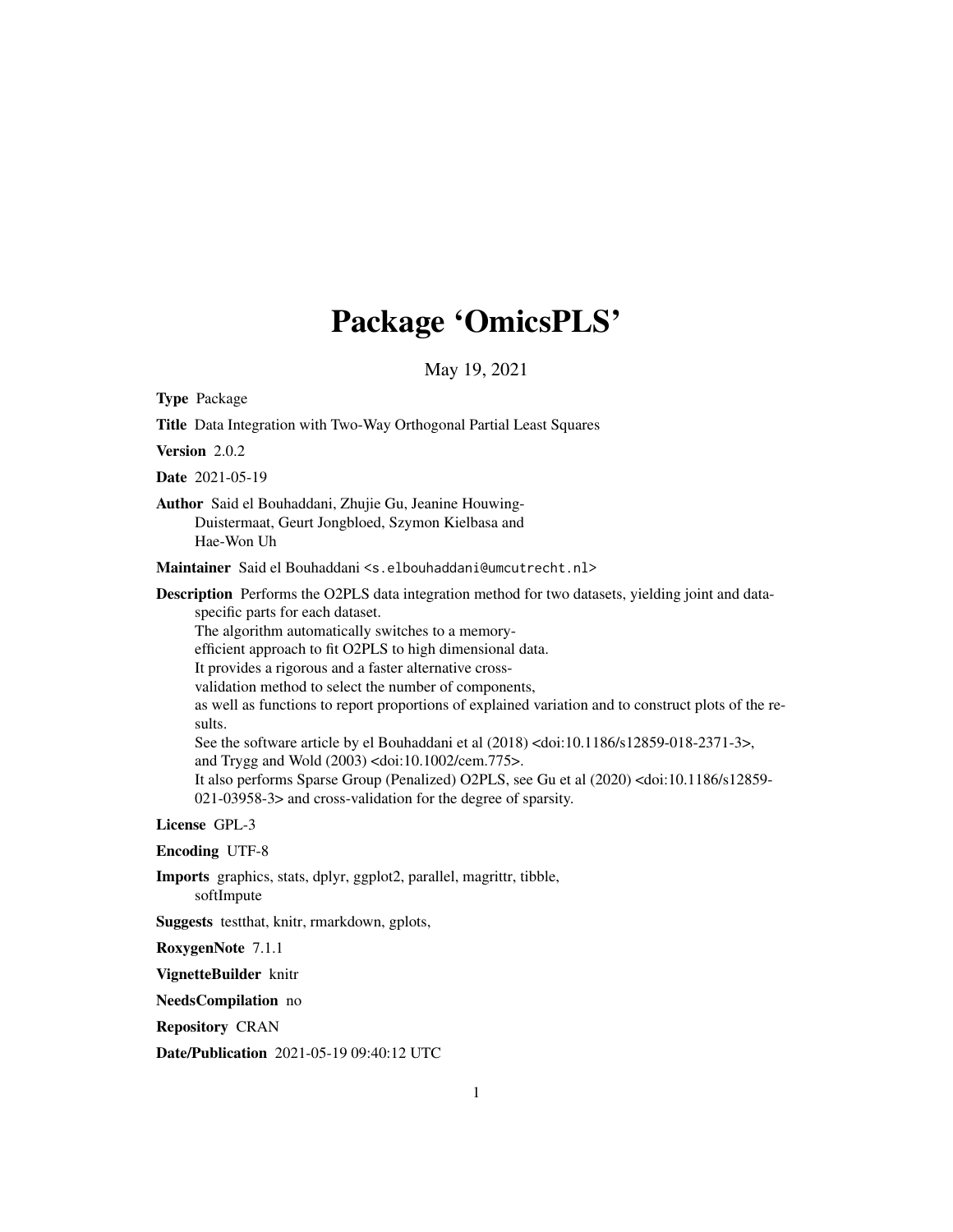# Package 'OmicsPLS'

May 19, 2021

**Type** Package

**Title** Data Integration with Two-Way Orthogonal Partial Least Squares

**Version** 2.0.2

**Date** 2021-05-19

**Author** Said el Bouhaddani, Zhujie Gu, Jeanine Houwing-Duistermaat, Geurt Jongbloed, Szymon Kielbasa and Hae-Won Uh

**Maintainer** Said el Bouhaddani <s.elbouhaddani@umcutrecht.nl>

**Description** Performs the O2PLS data integration method for two datasets, yielding joint and data-specific parts for each dataset.
The algorithm automatically switches to a memory-efficient approach to fit O2PLS to high dimensional data.
It provides a rigorous and a faster alternative cross-validation method to select the number of components,
as well as functions to report proportions of explained variation and to construct plots of the results.
See the software article by el Bouhaddani et al (2018) <doi:10.1186/s12859-018-2371-3>,
and Trygg and Wold (2003) <doi:10.1002/cem.775>.
It also performs Sparse Group (Penalized) O2PLS, see Gu et al (2020) <doi:10.1186/s12859-021-03958-3> and cross-validation for the degree of sparsity.

**License** GPL-3

**Encoding** UTF-8

**Imports** graphics, stats, dplyr, ggplot2, parallel, magrittr, tibble, softImpute

**Suggests** testthat, knitr, rmarkdown, gplots,

**RoxygenNote** 7.1.1

**VignetteBuilder** knitr

**NeedsCompilation** no

**Repository** CRAN

**Date/Publication** 2021-05-19 09:40:12 UTC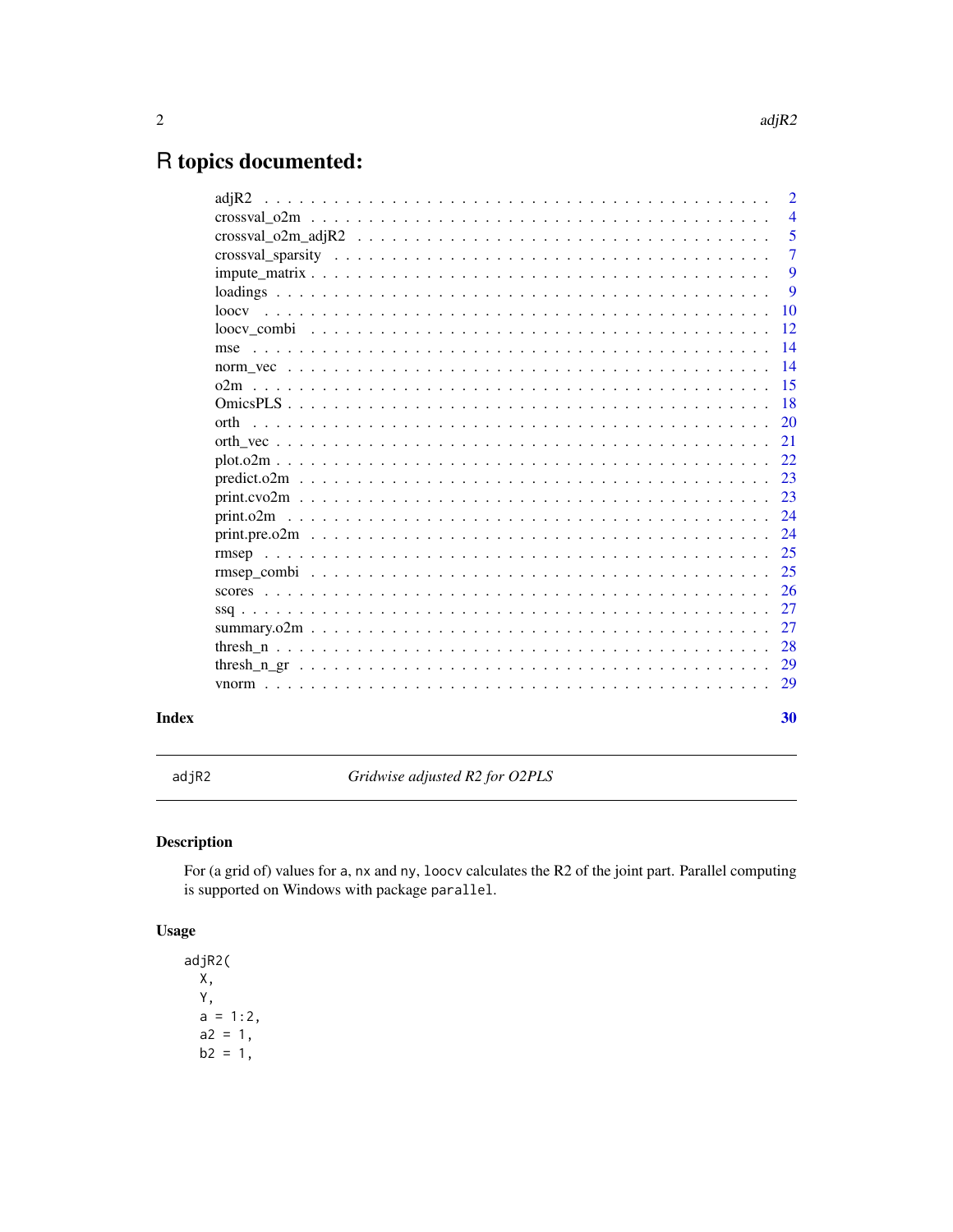# R topics documented:

| | |
|---|---|
| adjR2 | 2 |
| crossval_o2m | 4 |
| crossval_o2m_adjR2 | 5 |
| crossval_sparsity | 7 |
| impute_matrix | 9 |
| loadings | 9 |
| loocv | 10 |
| loocv_combi | 12 |
| mse | 14 |
| norm_vec | 14 |
| o2m | 15 |
| OmicsPLS | 18 |
| orth | 20 |
| orth_vec | 21 |
| plot.o2m | 22 |
| predict.o2m | 23 |
| print.cvo2m | 23 |
| print.o2m | 24 |
| print.pre.o2m | 24 |
| rmsep | 25 |
| rmsep_combi | 25 |
| scores | 26 |
| ssq | 27 |
| summary.o2m | 27 |
| thresh_n | 28 |
| thresh_n_gr | 29 |
| vnorm | 29 |

**Index** 30

---

`adjR2` *Gridwise adjusted R2 for O2PLS*

---

## Description

For (a grid of) values for `a`, `nx` and `ny`, `loocv` calculates the R2 of the joint part. Parallel computing is supported on Windows with package `parallel`.

## Usage

```
adjR2(
  X,
  Y,
  a = 1:2,
  a2 = 1,
  b2 = 1,
```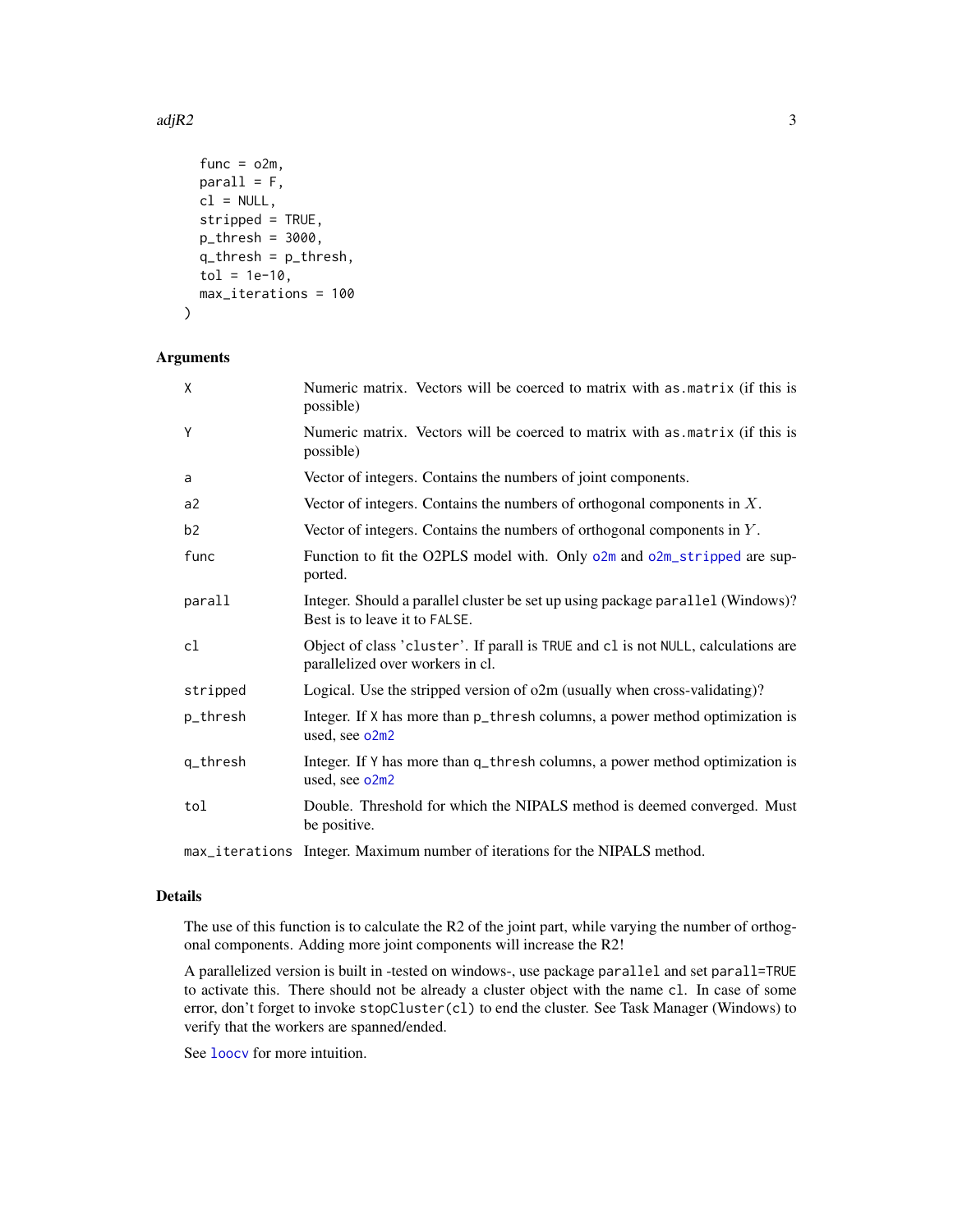```
  func = o2m,
  parall = F,
  cl = NULL,
  stripped = TRUE,
  p_thresh = 3000,
  q_thresh = p_thresh,
  tol = 1e-10,
  max_iterations = 100
)
```

### Arguments

| Argument | Description |
| --- | --- |
| X | Numeric matrix. Vectors will be coerced to matrix with `as.matrix` (if this is possible) |
| Y | Numeric matrix. Vectors will be coerced to matrix with `as.matrix` (if this is possible) |
| a | Vector of integers. Contains the numbers of joint components. |
| a2 | Vector of integers. Contains the numbers of orthogonal components in $X$. |
| b2 | Vector of integers. Contains the numbers of orthogonal components in $Y$. |
| func | Function to fit the O2PLS model with. Only `o2m` and `o2m_stripped` are supported. |
| parall | Integer. Should a parallel cluster be set up using package `parallel` (Windows)? Best is to leave it to `FALSE`. |
| cl | Object of class '`cluster`'. If parall is `TRUE` and `cl` is not `NULL`, calculations are parallelized over workers in cl. |
| stripped | Logical. Use the stripped version of o2m (usually when cross-validating)? |
| p_thresh | Integer. If `X` has more than `p_thresh` columns, a power method optimization is used, see `o2m2` |
| q_thresh | Integer. If `Y` has more than `q_thresh` columns, a power method optimization is used, see `o2m2` |
| tol | Double. Threshold for which the NIPALS method is deemed converged. Must be positive. |
| max_iterations | Integer. Maximum number of iterations for the NIPALS method. |

### Details

The use of this function is to calculate the R2 of the joint part, while varying the number of orthogonal components. Adding more joint components will increase the R2!

A parallelized version is built in -tested on windows-, use package `parallel` and set `parall=TRUE` to activate this. There should not be already a cluster object with the name `cl`. In case of some error, don't forget to invoke `stopCluster(cl)` to end the cluster. See Task Manager (Windows) to verify that the workers are spanned/ended.

See `loocv` for more intuition.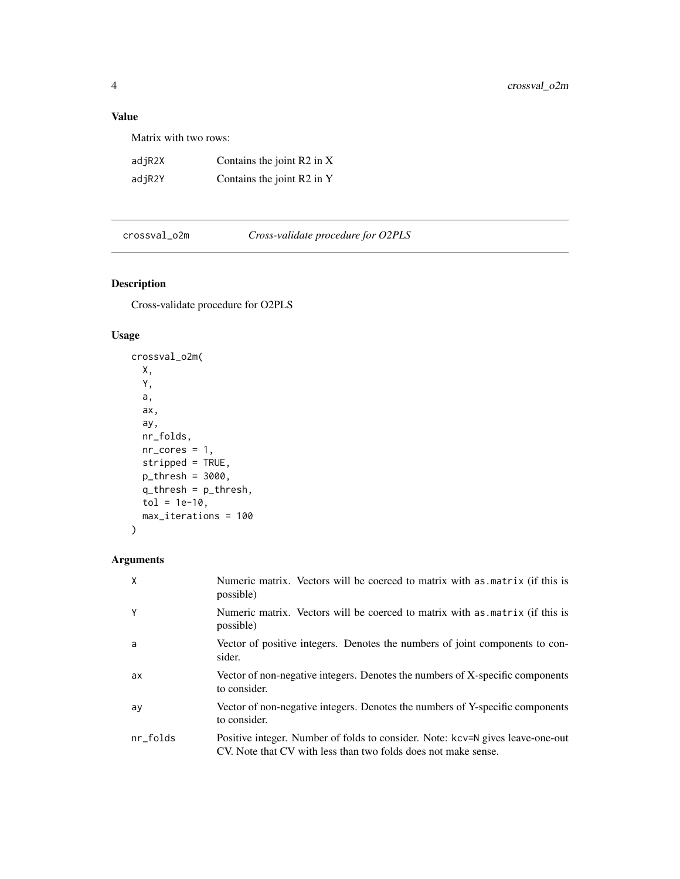## Value

Matrix with two rows:

| | |
|---|---|
| adjR2X | Contains the joint R2 in X |
| adjR2Y | Contains the joint R2 in Y |

---

## crossval_o2m — *Cross-validate procedure for O2PLS*

### Description

Cross-validate procedure for O2PLS

### Usage

```
crossval_o2m(
  X,
  Y,
  a,
  ax,
  ay,
  nr_folds,
  nr_cores = 1,
  stripped = TRUE,
  p_thresh = 3000,
  q_thresh = p_thresh,
  tol = 1e-10,
  max_iterations = 100
)
```

### Arguments

| | |
|---|---|
| X | Numeric matrix. Vectors will be coerced to matrix with `as.matrix` (if this is possible) |
| Y | Numeric matrix. Vectors will be coerced to matrix with `as.matrix` (if this is possible) |
| a | Vector of positive integers. Denotes the numbers of joint components to consider. |
| ax | Vector of non-negative integers. Denotes the numbers of X-specific components to consider. |
| ay | Vector of non-negative integers. Denotes the numbers of Y-specific components to consider. |
| nr_folds | Positive integer. Number of folds to consider. Note: `kcv=N` gives leave-one-out CV. Note that CV with less than two folds does not make sense. |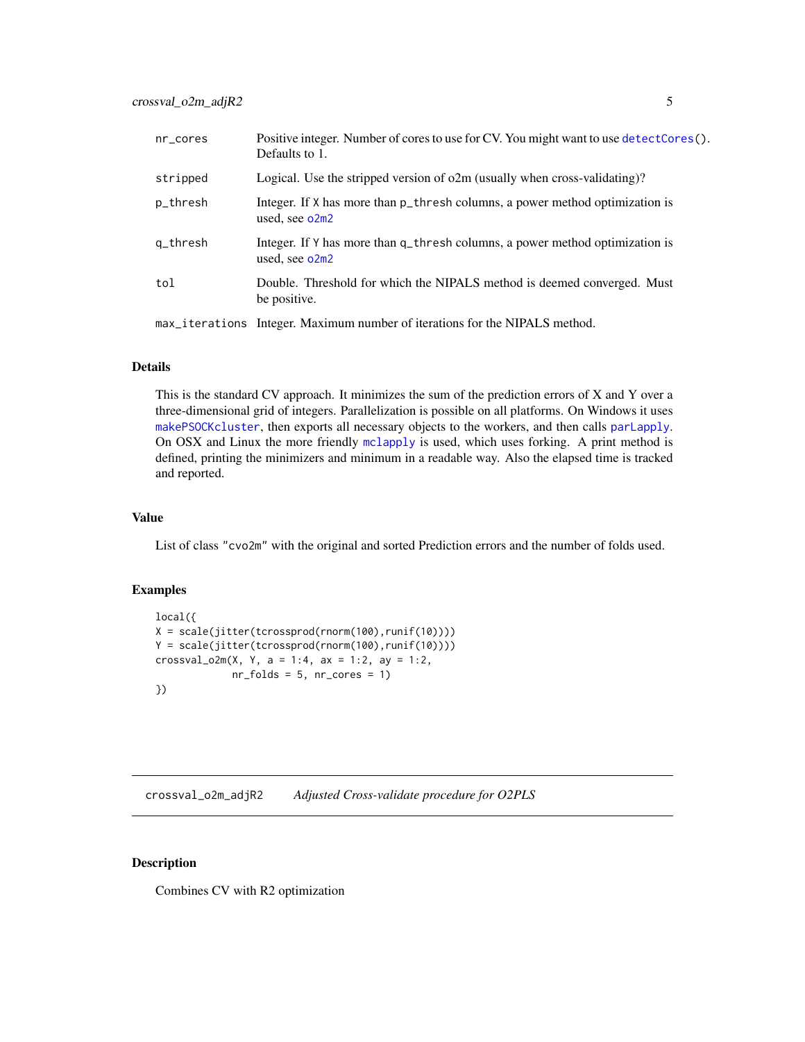| | |
|---|---|
| nr_cores | Positive integer. Number of cores to use for CV. You might want to use detectCores(). Defaults to 1. |
| stripped | Logical. Use the stripped version of o2m (usually when cross-validating)? |
| p_thresh | Integer. If X has more than p_thresh columns, a power method optimization is used, see o2m2 |
| q_thresh | Integer. If Y has more than q_thresh columns, a power method optimization is used, see o2m2 |
| tol | Double. Threshold for which the NIPALS method is deemed converged. Must be positive. |
| max_iterations | Integer. Maximum number of iterations for the NIPALS method. |

### Details

This is the standard CV approach. It minimizes the sum of the prediction errors of X and Y over a three-dimensional grid of integers. Parallelization is possible on all platforms. On Windows it uses makePSOCKcluster, then exports all necessary objects to the workers, and then calls parLapply. On OSX and Linux the more friendly mclapply is used, which uses forking. A print method is defined, printing the minimizers and minimum in a readable way. Also the elapsed time is tracked and reported.

### Value

List of class "cvo2m" with the original and sorted Prediction errors and the number of folds used.

### Examples

```
local({
X = scale(jitter(tcrossprod(rnorm(100),runif(10))))
Y = scale(jitter(tcrossprod(rnorm(100),runif(10))))
crossval_o2m(X, Y, a = 1:4, ax = 1:2, ay = 1:2,
            nr_folds = 5, nr_cores = 1)
})
```

---

## crossval_o2m_adjR2 *Adjusted Cross-validate procedure for O2PLS*

---

### Description

Combines CV with R2 optimization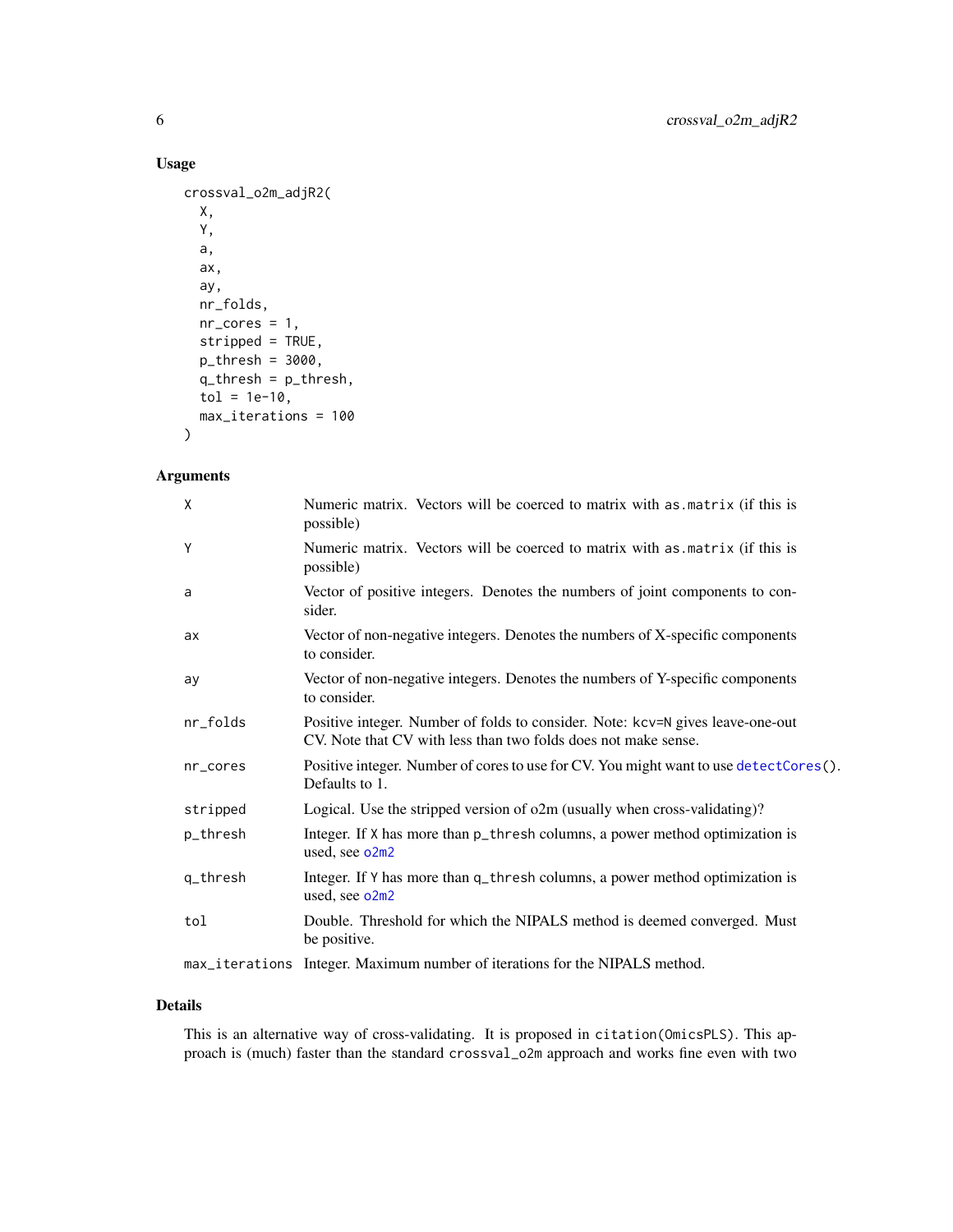## Usage

```
crossval_o2m_adjR2(
  X,
  Y,
  a,
  ax,
  ay,
  nr_folds,
  nr_cores = 1,
  stripped = TRUE,
  p_thresh = 3000,
  q_thresh = p_thresh,
  tol = 1e-10,
  max_iterations = 100
)
```

## Arguments

| | |
|---|---|
| `X` | Numeric matrix. Vectors will be coerced to matrix with `as.matrix` (if this is possible) |
| `Y` | Numeric matrix. Vectors will be coerced to matrix with `as.matrix` (if this is possible) |
| `a` | Vector of positive integers. Denotes the numbers of joint components to consider. |
| `ax` | Vector of non-negative integers. Denotes the numbers of X-specific components to consider. |
| `ay` | Vector of non-negative integers. Denotes the numbers of Y-specific components to consider. |
| `nr_folds` | Positive integer. Number of folds to consider. Note: `kcv=N` gives leave-one-out CV. Note that CV with less than two folds does not make sense. |
| `nr_cores` | Positive integer. Number of cores to use for CV. You might want to use `detectCores()`. Defaults to 1. |
| `stripped` | Logical. Use the stripped version of o2m (usually when cross-validating)? |
| `p_thresh` | Integer. If `X` has more than `p_thresh` columns, a power method optimization is used, see `o2m2` |
| `q_thresh` | Integer. If `Y` has more than `q_thresh` columns, a power method optimization is used, see `o2m2` |
| `tol` | Double. Threshold for which the NIPALS method is deemed converged. Must be positive. |
| `max_iterations` | Integer. Maximum number of iterations for the NIPALS method. |

## Details

This is an alternative way of cross-validating. It is proposed in `citation(OmicsPLS)`. This approach is (much) faster than the standard `crossval_o2m` approach and works fine even with two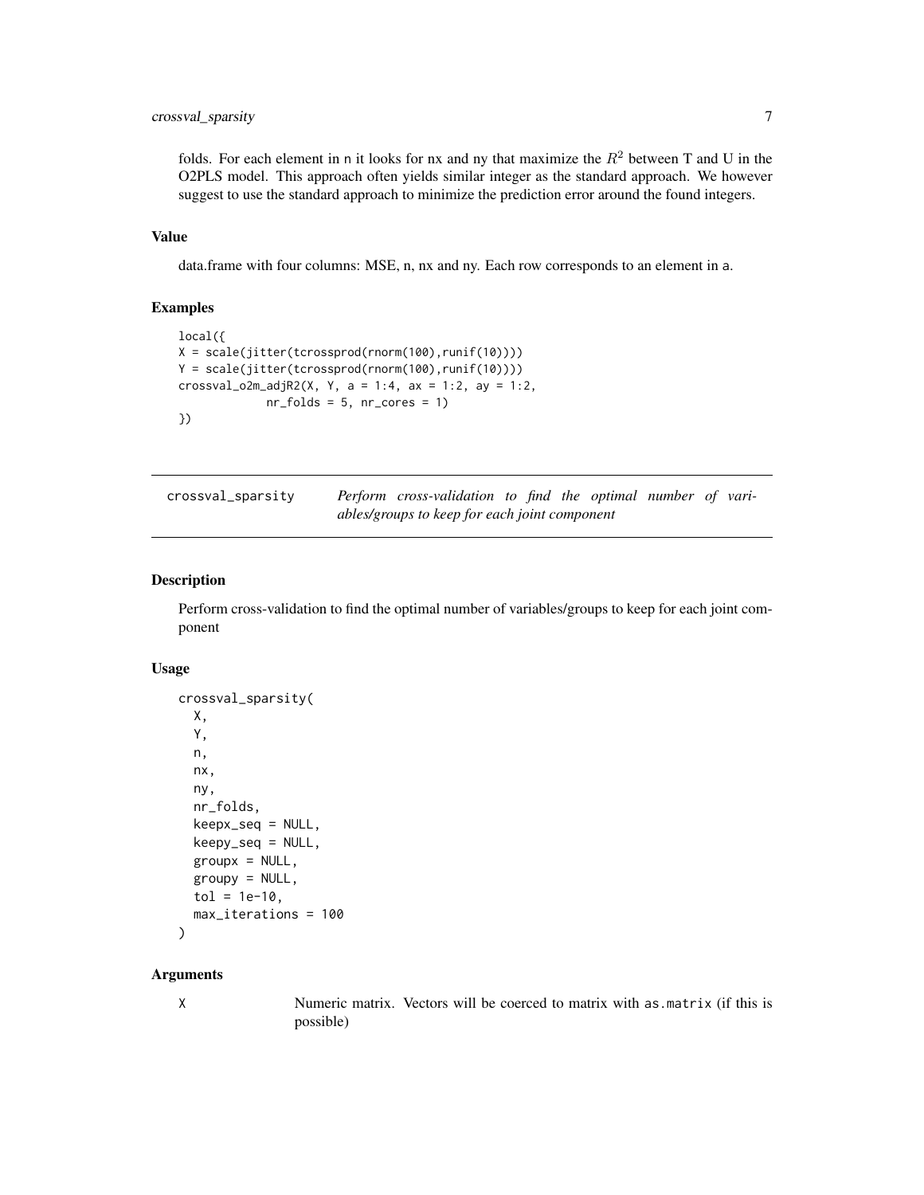folds. For each element in n it looks for nx and ny that maximize the $R^2$ between T and U in the O2PLS model. This approach often yields similar integer as the standard approach. We however suggest to use the standard approach to minimize the prediction error around the found integers.

### Value

data.frame with four columns: MSE, n, nx and ny. Each row corresponds to an element in a.

### Examples

```
local({
X = scale(jitter(tcrossprod(rnorm(100),runif(10))))
Y = scale(jitter(tcrossprod(rnorm(100),runif(10))))
crossval_o2m_adjR2(X, Y, a = 1:4, ax = 1:2, ay = 1:2,
            nr_folds = 5, nr_cores = 1)
})
```

## crossval_sparsity

*Perform cross-validation to find the optimal number of variables/groups to keep for each joint component*

### Description

Perform cross-validation to find the optimal number of variables/groups to keep for each joint component

### Usage

```
crossval_sparsity(
  X,
  Y,
  n,
  nx,
  ny,
  nr_folds,
  keepx_seq = NULL,
  keepy_seq = NULL,
  groupx = NULL,
  groupy = NULL,
  tol = 1e-10,
  max_iterations = 100
)
```

### Arguments

X Numeric matrix. Vectors will be coerced to matrix with as.matrix (if this is possible)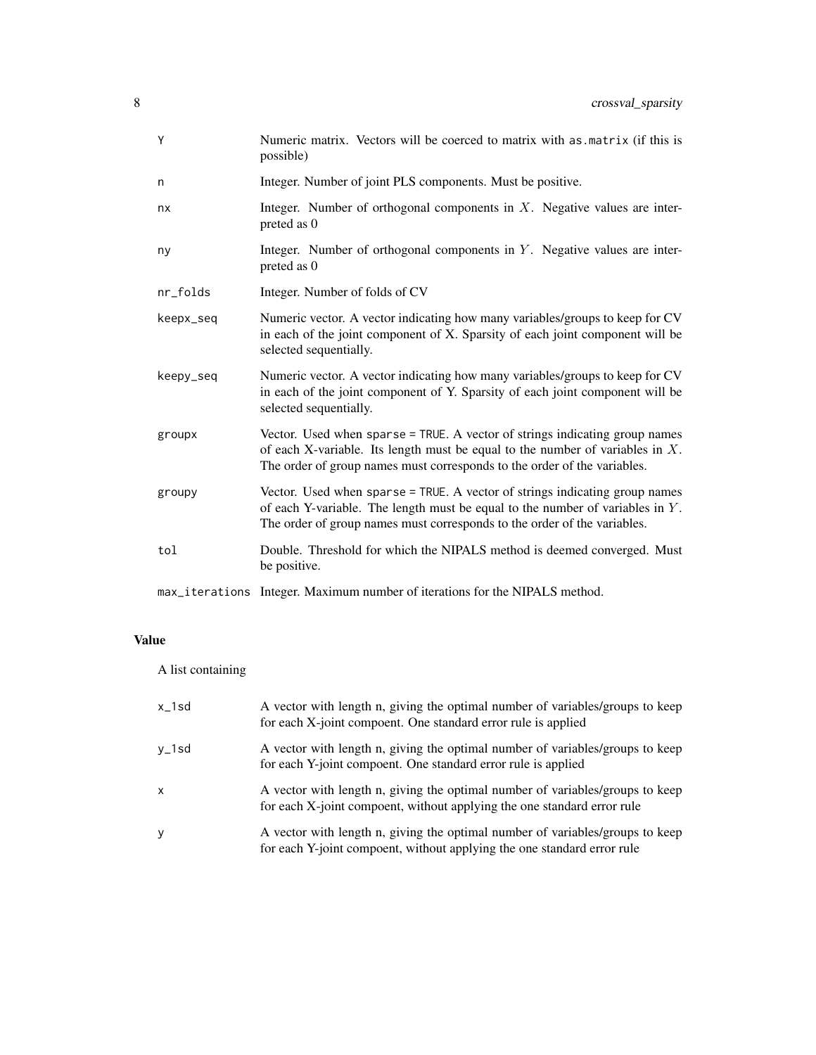| | |
|---|---|
| Y | Numeric matrix. Vectors will be coerced to matrix with `as.matrix` (if this is possible) |
| n | Integer. Number of joint PLS components. Must be positive. |
| nx | Integer. Number of orthogonal components in $X$. Negative values are interpreted as 0 |
| ny | Integer. Number of orthogonal components in $Y$. Negative values are interpreted as 0 |
| nr_folds | Integer. Number of folds of CV |
| keepx_seq | Numeric vector. A vector indicating how many variables/groups to keep for CV in each of the joint component of X. Sparsity of each joint component will be selected sequentially. |
| keepy_seq | Numeric vector. A vector indicating how many variables/groups to keep for CV in each of the joint component of Y. Sparsity of each joint component will be selected sequentially. |
| groupx | Vector. Used when `sparse = TRUE`. A vector of strings indicating group names of each X-variable. Its length must be equal to the number of variables in $X$. The order of group names must corresponds to the order of the variables. |
| groupy | Vector. Used when `sparse = TRUE`. A vector of strings indicating group names of each Y-variable. The length must be equal to the number of variables in $Y$. The order of group names must corresponds to the order of the variables. |
| tol | Double. Threshold for which the NIPALS method is deemed converged. Must be positive. |
| max_iterations | Integer. Maximum number of iterations for the NIPALS method. |

## Value

A list containing

| | |
|---|---|
| x_1sd | A vector with length n, giving the optimal number of variables/groups to keep for each X-joint compoent. One standard error rule is applied |
| y_1sd | A vector with length n, giving the optimal number of variables/groups to keep for each Y-joint compoent. One standard error rule is applied |
| x | A vector with length n, giving the optimal number of variables/groups to keep for each X-joint compoent, without applying the one standard error rule |
| y | A vector with length n, giving the optimal number of variables/groups to keep for each Y-joint compoent, without applying the one standard error rule |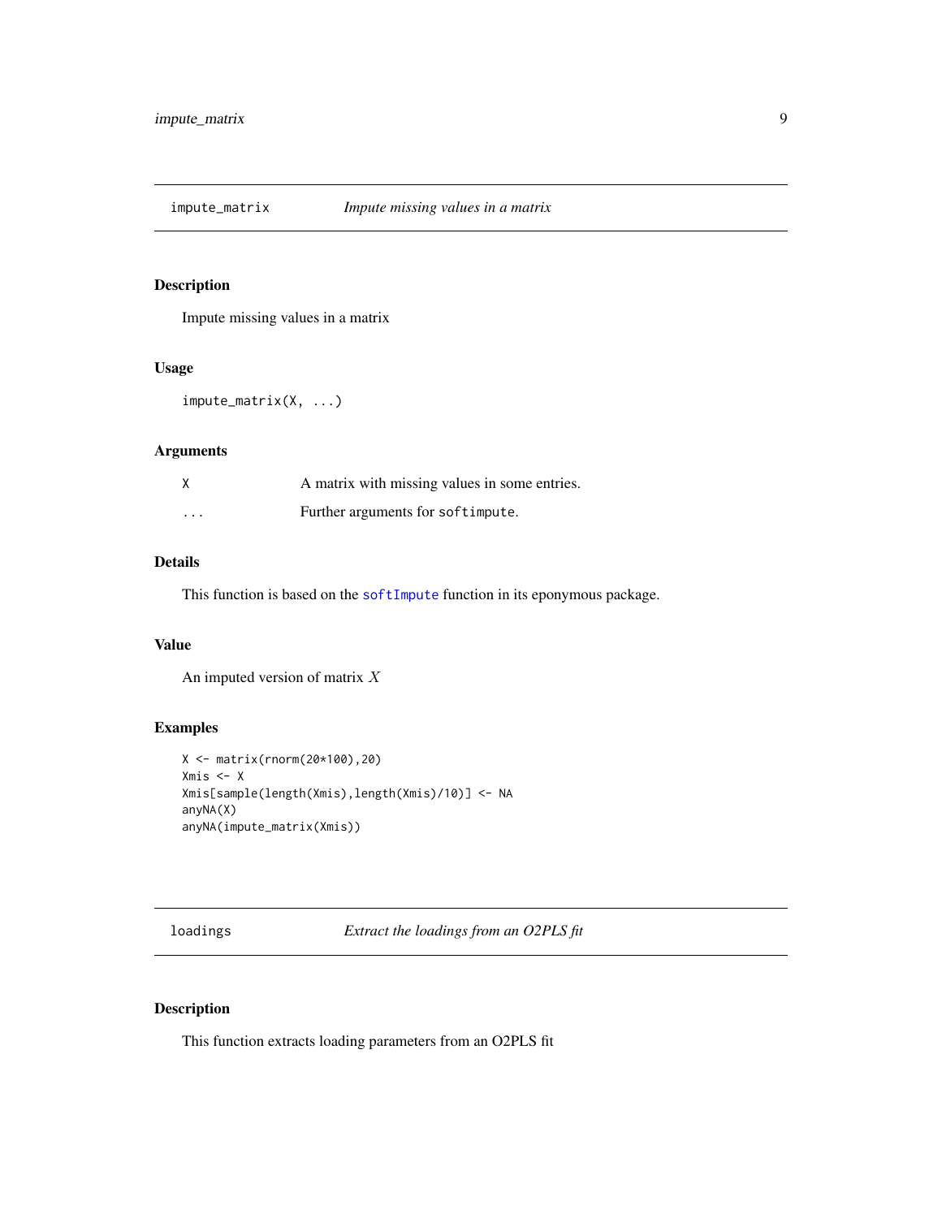## impute_matrix — *Impute missing values in a matrix*

### Description

Impute missing values in a matrix

### Usage

```
impute_matrix(X, ...)
```

### Arguments

| | |
|---|---|
| X | A matrix with missing values in some entries. |
| ... | Further arguments for `softimpute`. |

### Details

This function is based on the `softImpute` function in its eponymous package.

### Value

An imputed version of matrix $X$

### Examples

```
X <- matrix(rnorm(20*100),20)
Xmis <- X
Xmis[sample(length(Xmis),length(Xmis)/10)] <- NA
anyNA(X)
anyNA(impute_matrix(Xmis))
```

## loadings — *Extract the loadings from an O2PLS fit*

### Description

This function extracts loading parameters from an O2PLS fit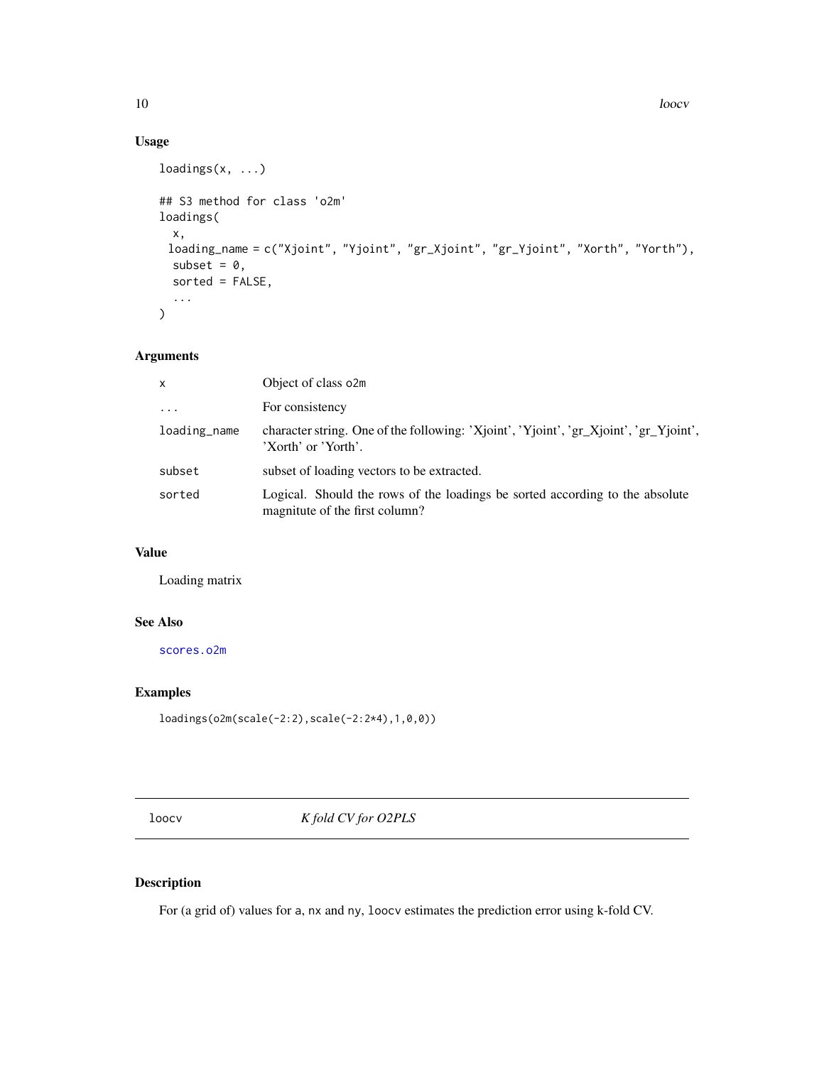## Usage

```
loadings(x, ...)

## S3 method for class 'o2m'
loadings(
  x,
  loading_name = c("Xjoint", "Yjoint", "gr_Xjoint", "gr_Yjoint", "Xorth", "Yorth"),
  subset = 0,
  sorted = FALSE,
  ...
)
```

## Arguments

| | |
|---|---|
| x | Object of class o2m |
| ... | For consistency |
| loading_name | character string. One of the following: 'Xjoint', 'Yjoint', 'gr_Xjoint', 'gr_Yjoint', 'Xorth' or 'Yorth'. |
| subset | subset of loading vectors to be extracted. |
| sorted | Logical. Should the rows of the loadings be sorted according to the absolute magnitute of the first column? |

## Value

Loading matrix

## See Also

scores.o2m

## Examples

```
loadings(o2m(scale(-2:2),scale(-2:2*4),1,0,0))
```

---

# loocv — *K fold CV for O2PLS*

## Description

For (a grid of) values for a, nx and ny, loocv estimates the prediction error using k-fold CV.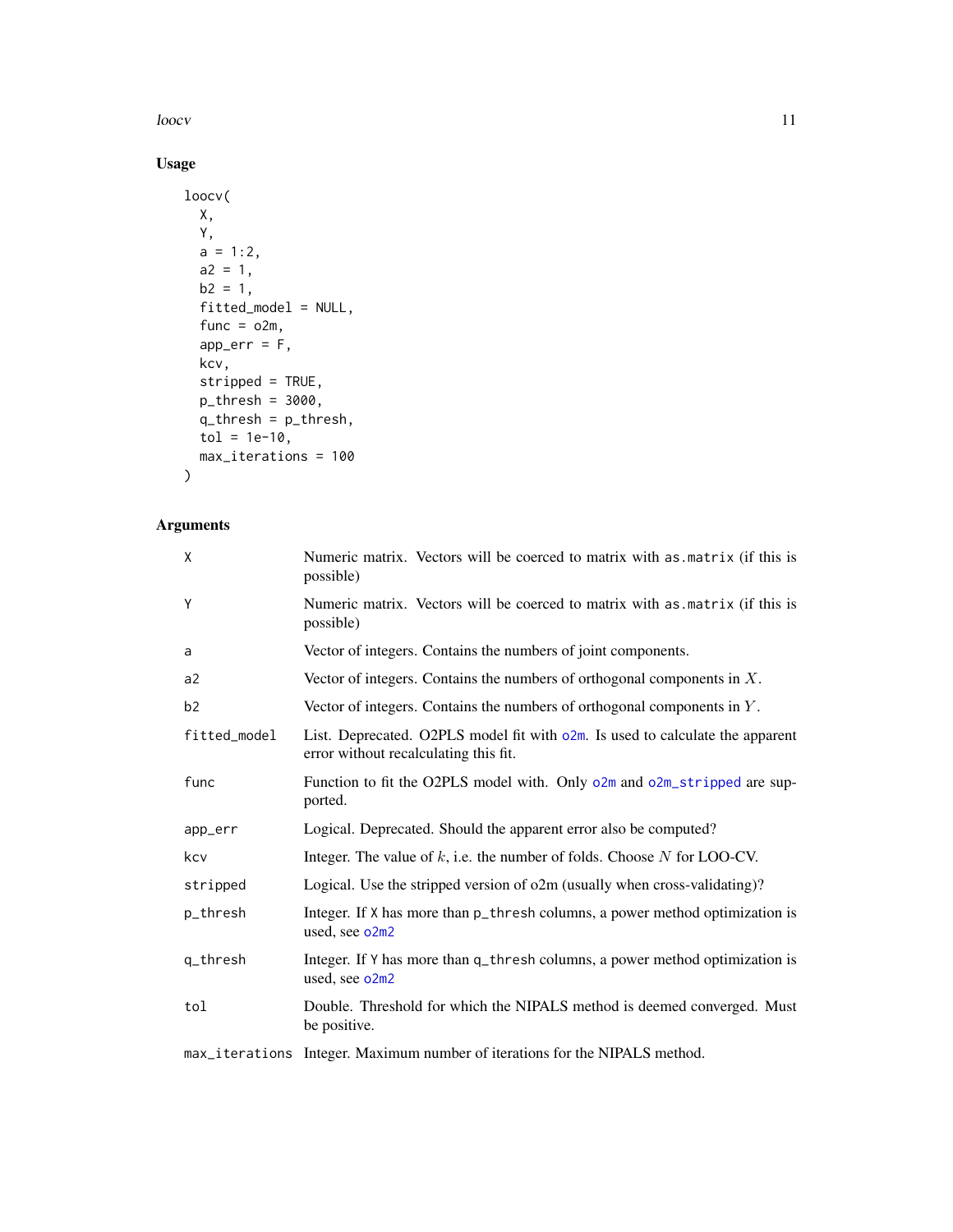## Usage

```
loocv(
  X,
  Y,
  a = 1:2,
  a2 = 1,
  b2 = 1,
  fitted_model = NULL,
  func = o2m,
  app_err = F,
  kcv,
  stripped = TRUE,
  p_thresh = 3000,
  q_thresh = p_thresh,
  tol = 1e-10,
  max_iterations = 100
)
```

## Arguments

| | |
|---|---|
| X | Numeric matrix. Vectors will be coerced to matrix with `as.matrix` (if this is possible) |
| Y | Numeric matrix. Vectors will be coerced to matrix with `as.matrix` (if this is possible) |
| a | Vector of integers. Contains the numbers of joint components. |
| a2 | Vector of integers. Contains the numbers of orthogonal components in $X$. |
| b2 | Vector of integers. Contains the numbers of orthogonal components in $Y$. |
| fitted_model | List. Deprecated. O2PLS model fit with `o2m`. Is used to calculate the apparent error without recalculating this fit. |
| func | Function to fit the O2PLS model with. Only `o2m` and `o2m_stripped` are supported. |
| app_err | Logical. Deprecated. Should the apparent error also be computed? |
| kcv | Integer. The value of $k$, i.e. the number of folds. Choose $N$ for LOO-CV. |
| stripped | Logical. Use the stripped version of o2m (usually when cross-validating)? |
| p_thresh | Integer. If `X` has more than `p_thresh` columns, a power method optimization is used, see `o2m2` |
| q_thresh | Integer. If `Y` has more than `q_thresh` columns, a power method optimization is used, see `o2m2` |
| tol | Double. Threshold for which the NIPALS method is deemed converged. Must be positive. |
| max_iterations | Integer. Maximum number of iterations for the NIPALS method. |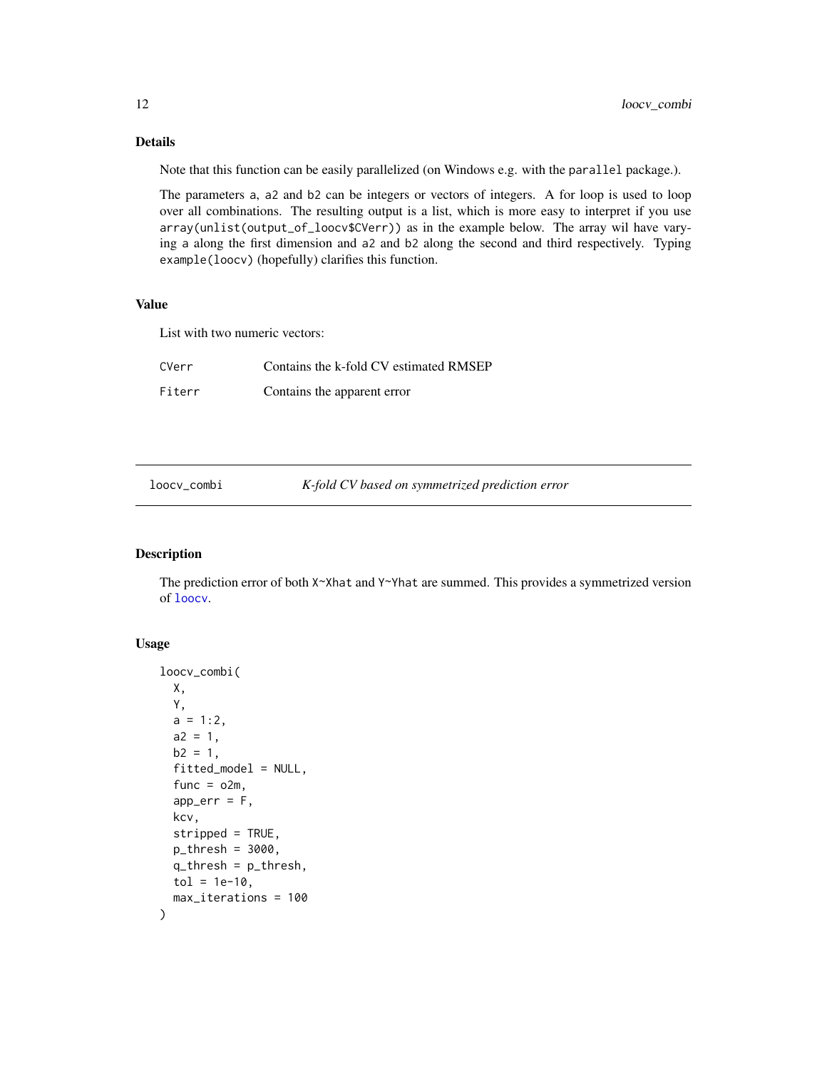### Details

Note that this function can be easily parallelized (on Windows e.g. with the `parallel` package.).

The parameters `a`, `a2` and `b2` can be integers or vectors of integers. A for loop is used to loop over all combinations. The resulting output is a list, which is more easy to interpret if you use `array(unlist(output_of_loocv$CVerr))` as in the example below. The array wil have varying `a` along the first dimension and `a2` and `b2` along the second and third respectively. Typing `example(loocv)` (hopefully) clarifies this function.

### Value

List with two numeric vectors:

| | |
|---|---|
| `CVerr` | Contains the k-fold CV estimated RMSEP |
| `Fiterr` | Contains the apparent error |

---

## loocv_combi — *K-fold CV based on symmetrized prediction error*

---

### Description

The prediction error of both `X~Xhat` and `Y~Yhat` are summed. This provides a symmetrized version of `loocv`.

### Usage

```
loocv_combi(
  X,
  Y,
  a = 1:2,
  a2 = 1,
  b2 = 1,
  fitted_model = NULL,
  func = o2m,
  app_err = F,
  kcv,
  stripped = TRUE,
  p_thresh = 3000,
  q_thresh = p_thresh,
  tol = 1e-10,
  max_iterations = 100
)
```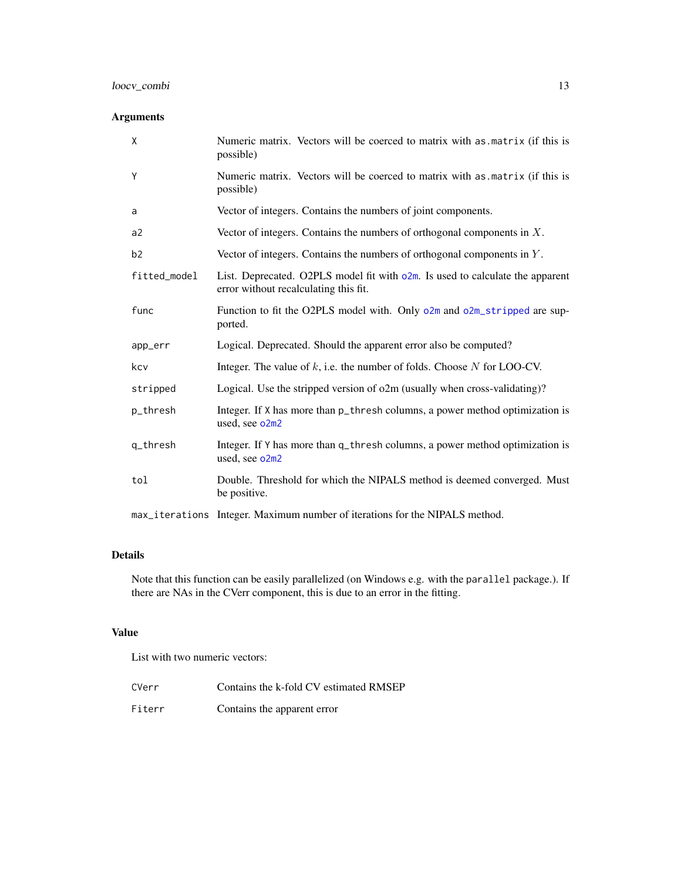## Arguments

| | |
|---|---|
| `X` | Numeric matrix. Vectors will be coerced to matrix with `as.matrix` (if this is possible) |
| `Y` | Numeric matrix. Vectors will be coerced to matrix with `as.matrix` (if this is possible) |
| `a` | Vector of integers. Contains the numbers of joint components. |
| `a2` | Vector of integers. Contains the numbers of orthogonal components in $X$. |
| `b2` | Vector of integers. Contains the numbers of orthogonal components in $Y$. |
| `fitted_model` | List. Deprecated. O2PLS model fit with `o2m`. Is used to calculate the apparent error without recalculating this fit. |
| `func` | Function to fit the O2PLS model with. Only `o2m` and `o2m_stripped` are supported. |
| `app_err` | Logical. Deprecated. Should the apparent error also be computed? |
| `kcv` | Integer. The value of $k$, i.e. the number of folds. Choose $N$ for LOO-CV. |
| `stripped` | Logical. Use the stripped version of o2m (usually when cross-validating)? |
| `p_thresh` | Integer. If `X` has more than `p_thresh` columns, a power method optimization is used, see `o2m2` |
| `q_thresh` | Integer. If `Y` has more than `q_thresh` columns, a power method optimization is used, see `o2m2` |
| `tol` | Double. Threshold for which the NIPALS method is deemed converged. Must be positive. |
| `max_iterations` | Integer. Maximum number of iterations for the NIPALS method. |

## Details

Note that this function can be easily parallelized (on Windows e.g. with the `parallel` package.). If there are NAs in the CVerr component, this is due to an error in the fitting.

## Value

List with two numeric vectors:

| | |
|---|---|
| `CVerr` | Contains the k-fold CV estimated RMSEP |
| `Fiterr` | Contains the apparent error |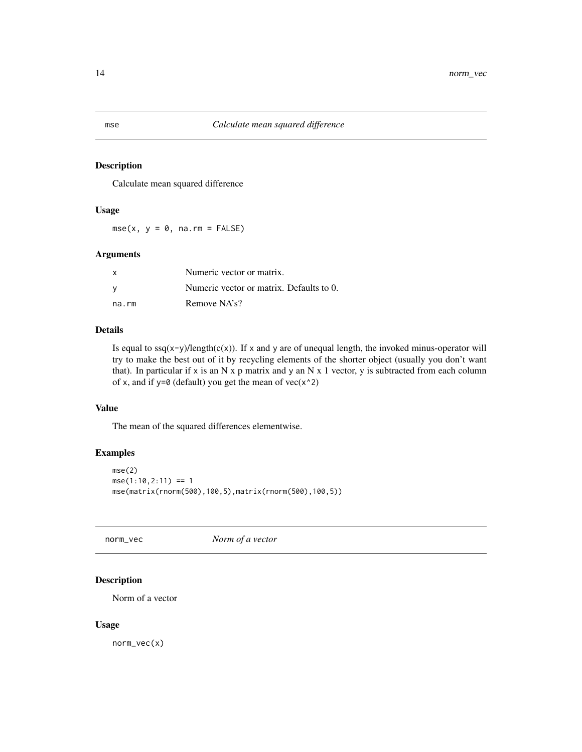## mse — *Calculate mean squared difference*

### Description

Calculate mean squared difference

### Usage

```
mse(x, y = 0, na.rm = FALSE)
```

### Arguments

| | |
|---|---|
| x | Numeric vector or matrix. |
| y | Numeric vector or matrix. Defaults to 0. |
| na.rm | Remove NA's? |

### Details

Is equal to ssq(x-y)/length(c(x)). If x and y are of unequal length, the invoked minus-operator will try to make the best out of it by recycling elements of the shorter object (usually you don't want that). In particular if x is an N x p matrix and y an N x 1 vector, y is subtracted from each column of x, and if y=0 (default) you get the mean of vec(x^2)

### Value

The mean of the squared differences elementwise.

### Examples

```
mse(2)
mse(1:10,2:11) == 1
mse(matrix(rnorm(500),100,5),matrix(rnorm(500),100,5))
```

## norm_vec — *Norm of a vector*

### Description

Norm of a vector

### Usage

```
norm_vec(x)
```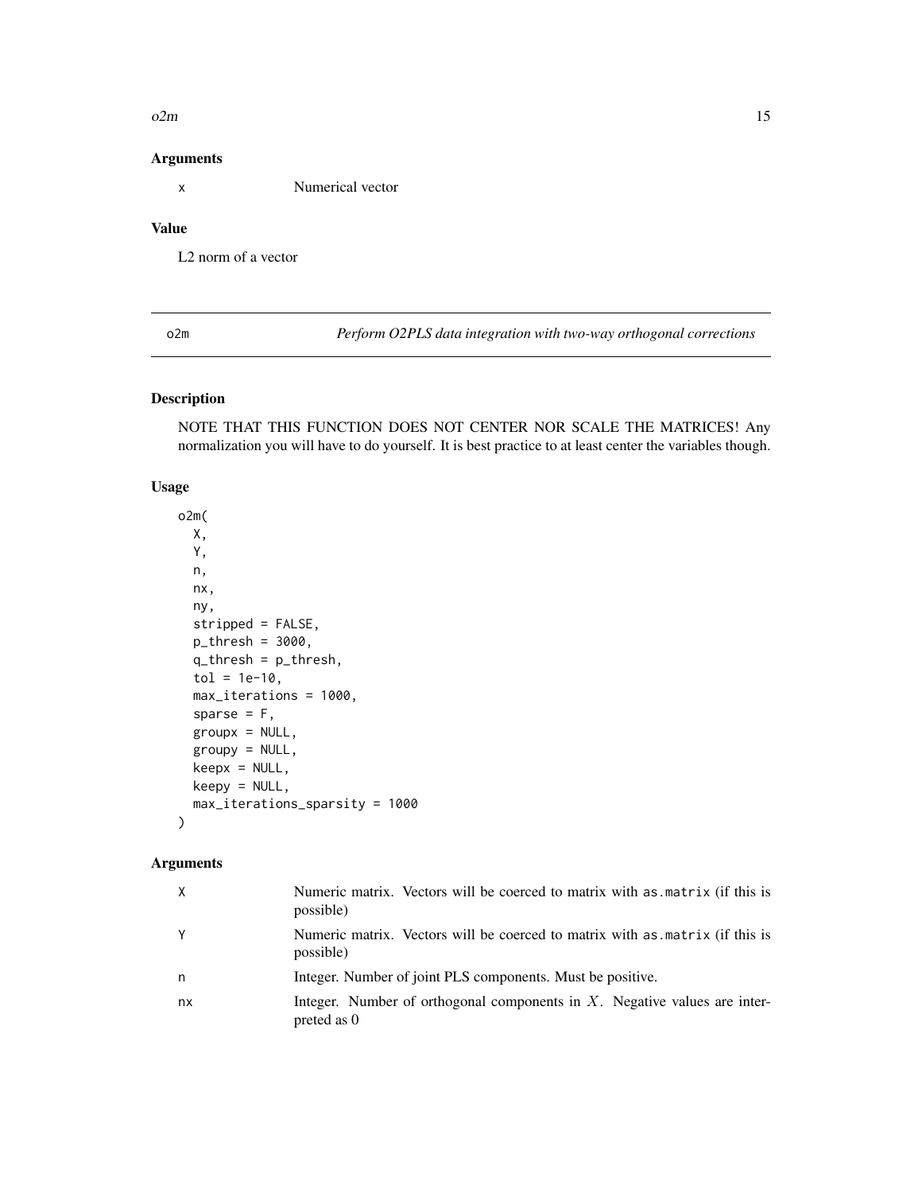### Arguments

| | |
|---|---|
| x | Numerical vector |

### Value

L2 norm of a vector

## o2m — *Perform O2PLS data integration with two-way orthogonal corrections*

### Description

NOTE THAT THIS FUNCTION DOES NOT CENTER NOR SCALE THE MATRICES! Any normalization you will have to do yourself. It is best practice to at least center the variables though.

### Usage

```
o2m(
  X,
  Y,
  n,
  nx,
  ny,
  stripped = FALSE,
  p_thresh = 3000,
  q_thresh = p_thresh,
  tol = 1e-10,
  max_iterations = 1000,
  sparse = F,
  groupx = NULL,
  groupy = NULL,
  keepx = NULL,
  keepy = NULL,
  max_iterations_sparsity = 1000
)
```

### Arguments

| | |
|---|---|
| X | Numeric matrix. Vectors will be coerced to matrix with as.matrix (if this is possible) |
| Y | Numeric matrix. Vectors will be coerced to matrix with as.matrix (if this is possible) |
| n | Integer. Number of joint PLS components. Must be positive. |
| nx | Integer. Number of orthogonal components in $X$. Negative values are interpreted as 0 |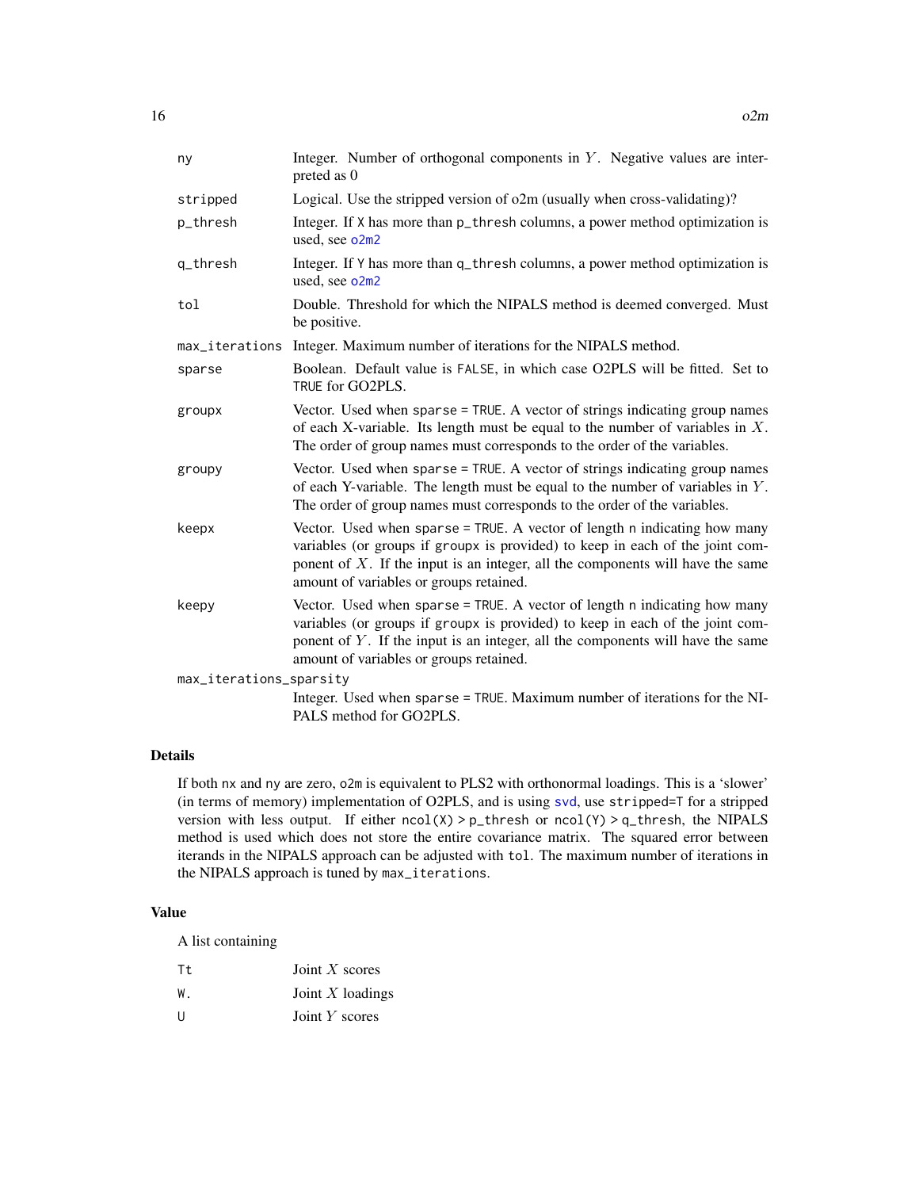| | |
|---|---|
| ny | Integer. Number of orthogonal components in $Y$. Negative values are interpreted as 0 |
| stripped | Logical. Use the stripped version of o2m (usually when cross-validating)? |
| p_thresh | Integer. If X has more than p_thresh columns, a power method optimization is used, see o2m2 |
| q_thresh | Integer. If Y has more than q_thresh columns, a power method optimization is used, see o2m2 |
| tol | Double. Threshold for which the NIPALS method is deemed converged. Must be positive. |
| max_iterations | Integer. Maximum number of iterations for the NIPALS method. |
| sparse | Boolean. Default value is FALSE, in which case O2PLS will be fitted. Set to TRUE for GO2PLS. |
| groupx | Vector. Used when sparse = TRUE. A vector of strings indicating group names of each X-variable. Its length must be equal to the number of variables in $X$. The order of group names must corresponds to the order of the variables. |
| groupy | Vector. Used when sparse = TRUE. A vector of strings indicating group names of each Y-variable. The length must be equal to the number of variables in $Y$. The order of group names must corresponds to the order of the variables. |
| keepx | Vector. Used when sparse = TRUE. A vector of length n indicating how many variables (or groups if groupx is provided) to keep in each of the joint component of $X$. If the input is an integer, all the components will have the same amount of variables or groups retained. |
| keepy | Vector. Used when sparse = TRUE. A vector of length n indicating how many variables (or groups if groupx is provided) to keep in each of the joint component of $Y$. If the input is an integer, all the components will have the same amount of variables or groups retained. |
| max_iterations_sparsity | Integer. Used when sparse = TRUE. Maximum number of iterations for the NIPALS method for GO2PLS. |

## Details

If both nx and ny are zero, o2m is equivalent to PLS2 with orthonormal loadings. This is a 'slower' (in terms of memory) implementation of O2PLS, and is using svd, use stripped=T for a stripped version with less output. If either ncol(X) > p_thresh or ncol(Y) > q_thresh, the NIPALS method is used which does not store the entire covariance matrix. The squared error between iterands in the NIPALS approach can be adjusted with tol. The maximum number of iterations in the NIPALS approach is tuned by max_iterations.

## Value

A list containing

| | |
|---|---|
| Tt | Joint $X$ scores |
| W. | Joint $X$ loadings |
| U | Joint $Y$ scores |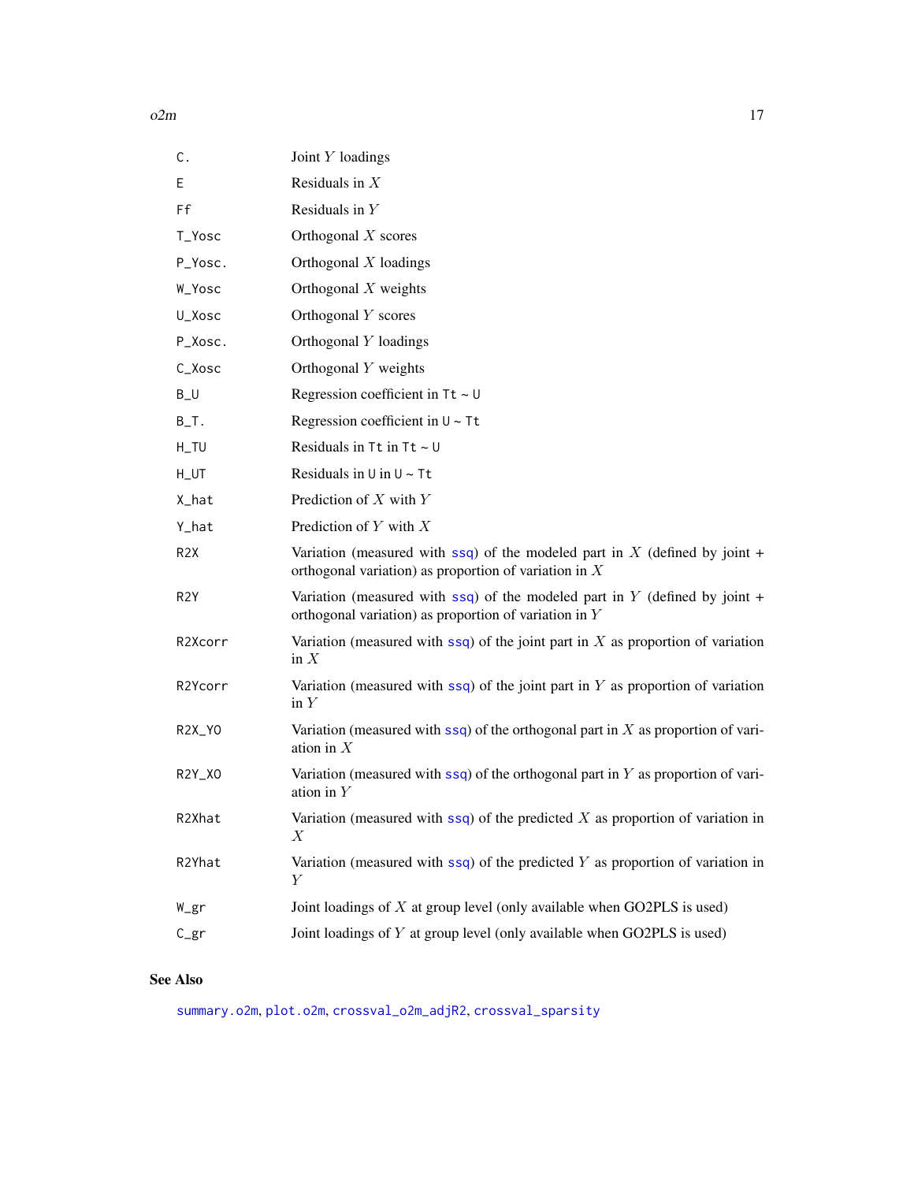| | |
|---|---|
| `C.` | Joint $Y$ loadings |
| `E` | Residuals in $X$ |
| `Ff` | Residuals in $Y$ |
| `T_Yosc` | Orthogonal $X$ scores |
| `P_Yosc.` | Orthogonal $X$ loadings |
| `W_Yosc` | Orthogonal $X$ weights |
| `U_Xosc` | Orthogonal $Y$ scores |
| `P_Xosc.` | Orthogonal $Y$ loadings |
| `C_Xosc` | Orthogonal $Y$ weights |
| `B_U` | Regression coefficient in `Tt` ~ `U` |
| `B_T.` | Regression coefficient in `U` ~ `Tt` |
| `H_TU` | Residuals in `Tt` in `Tt` ~ `U` |
| `H_UT` | Residuals in `U` in `U` ~ `Tt` |
| `X_hat` | Prediction of $X$ with $Y$ |
| `Y_hat` | Prediction of $Y$ with $X$ |
| `R2X` | Variation (measured with `ssq`) of the modeled part in $X$ (defined by joint + orthogonal variation) as proportion of variation in $X$ |
| `R2Y` | Variation (measured with `ssq`) of the modeled part in $Y$ (defined by joint + orthogonal variation) as proportion of variation in $Y$ |
| `R2Xcorr` | Variation (measured with `ssq`) of the joint part in $X$ as proportion of variation in $X$ |
| `R2Ycorr` | Variation (measured with `ssq`) of the joint part in $Y$ as proportion of variation in $Y$ |
| `R2X_YO` | Variation (measured with `ssq`) of the orthogonal part in $X$ as proportion of variation in $X$ |
| `R2Y_XO` | Variation (measured with `ssq`) of the orthogonal part in $Y$ as proportion of variation in $Y$ |
| `R2Xhat` | Variation (measured with `ssq`) of the predicted $X$ as proportion of variation in $X$ |
| `R2Yhat` | Variation (measured with `ssq`) of the predicted $Y$ as proportion of variation in $Y$ |
| `W_gr` | Joint loadings of $X$ at group level (only available when GO2PLS is used) |
| `C_gr` | Joint loadings of $Y$ at group level (only available when GO2PLS is used) |

## See Also

`summary.o2m`, `plot.o2m`, `crossval_o2m_adjR2`, `crossval_sparsity`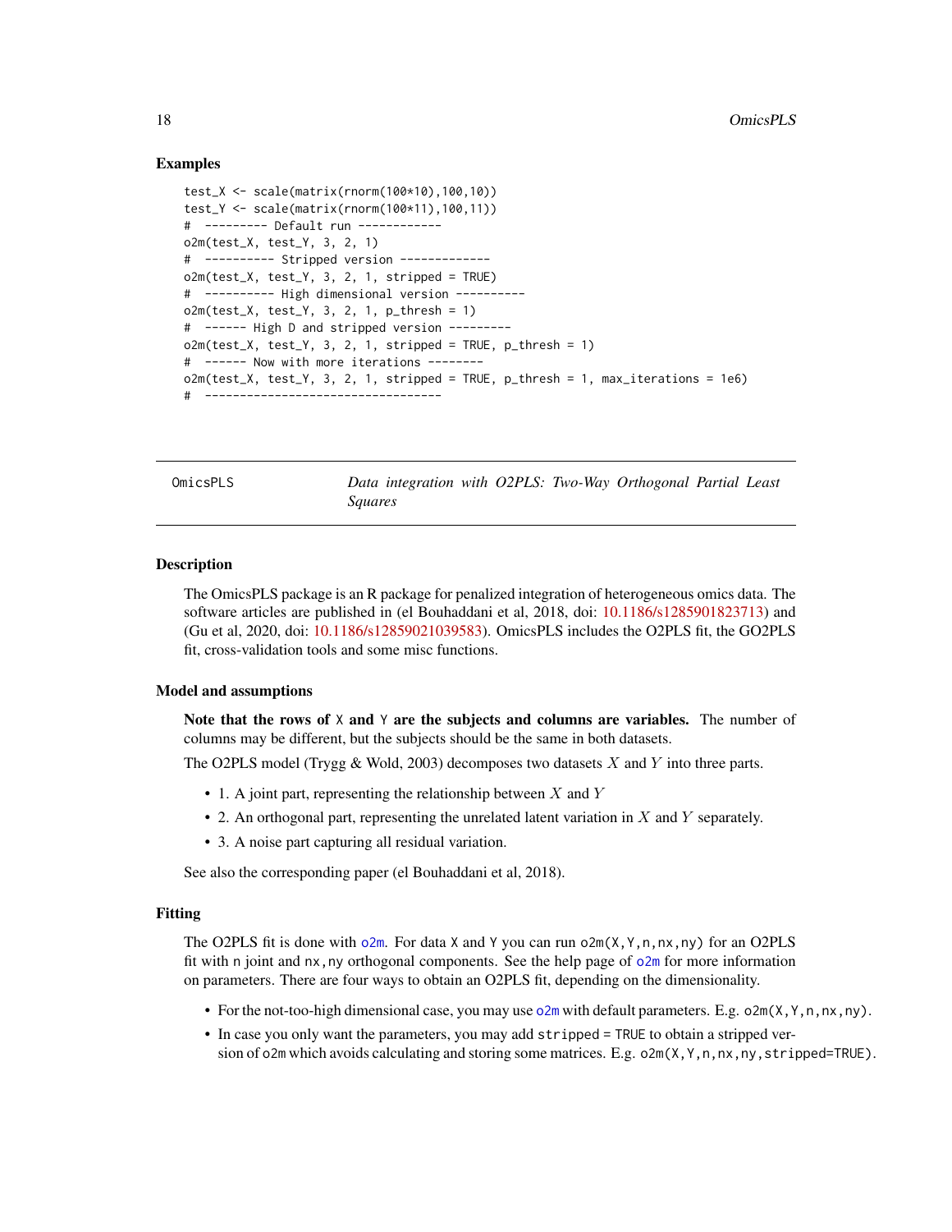### Examples

```
test_X <- scale(matrix(rnorm(100*10),100,10))
test_Y <- scale(matrix(rnorm(100*11),100,11))
#  --------- Default run ------------
o2m(test_X, test_Y, 3, 2, 1)
#  ---------- Stripped version -------------
o2m(test_X, test_Y, 3, 2, 1, stripped = TRUE)
#  ---------- High dimensional version ----------
o2m(test_X, test_Y, 3, 2, 1, p_thresh = 1)
#  ------ High D and stripped version ---------
o2m(test_X, test_Y, 3, 2, 1, stripped = TRUE, p_thresh = 1)
#  ------ Now with more iterations --------
o2m(test_X, test_Y, 3, 2, 1, stripped = TRUE, p_thresh = 1, max_iterations = 1e6)
#  ----------------------------------
```

---

## OmicsPLS — *Data integration with O2PLS: Two-Way Orthogonal Partial Least Squares*

### Description

The OmicsPLS package is an R package for penalized integration of heterogeneous omics data. The software articles are published in (el Bouhaddani et al, 2018, doi: 10.1186/s1285901823713) and (Gu et al, 2020, doi: 10.1186/s12859021039583). OmicsPLS includes the O2PLS fit, the GO2PLS fit, cross-validation tools and some misc functions.

### Model and assumptions

**Note that the rows of `X` and `Y` are the subjects and columns are variables.** The number of columns may be different, but the subjects should be the same in both datasets.

The O2PLS model (Trygg & Wold, 2003) decomposes two datasets $X$ and $Y$ into three parts.

- 1. A joint part, representing the relationship between $X$ and $Y$
- 2. An orthogonal part, representing the unrelated latent variation in $X$ and $Y$ separately.
- 3. A noise part capturing all residual variation.

See also the corresponding paper (el Bouhaddani et al, 2018).

### Fitting

The O2PLS fit is done with `o2m`. For data `X` and `Y` you can run `o2m(X,Y,n,nx,ny)` for an O2PLS fit with `n` joint and `nx,ny` orthogonal components. See the help page of `o2m` for more information on parameters. There are four ways to obtain an O2PLS fit, depending on the dimensionality.

- For the not-too-high dimensional case, you may use `o2m` with default parameters. E.g. `o2m(X,Y,n,nx,ny)`.
- In case you only want the parameters, you may add `stripped = TRUE` to obtain a stripped version of `o2m` which avoids calculating and storing some matrices. E.g. `o2m(X,Y,n,nx,ny,stripped=TRUE)`.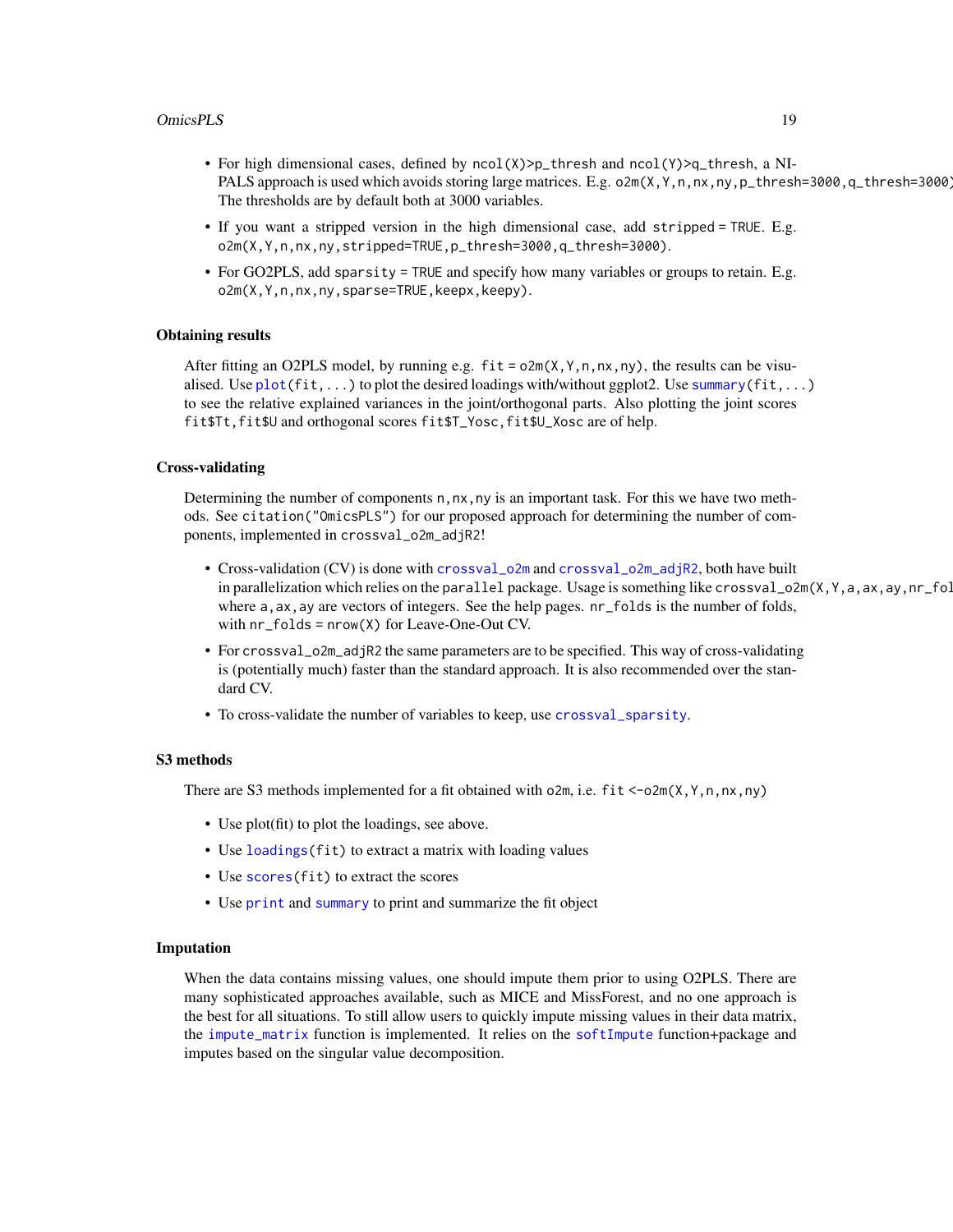- For high dimensional cases, defined by `ncol(X)>p_thresh` and `ncol(Y)>q_thresh`, a NIPALS approach is used which avoids storing large matrices. E.g. `o2m(X,Y,n,nx,ny,p_thresh=3000,q_thresh=3000)` The thresholds are by default both at 3000 variables.
- If you want a stripped version in the high dimensional case, add `stripped = TRUE`. E.g. `o2m(X,Y,n,nx,ny,stripped=TRUE,p_thresh=3000,q_thresh=3000)`.
- For GO2PLS, add `sparsity = TRUE` and specify how many variables or groups to retain. E.g. `o2m(X,Y,n,nx,ny,sparse=TRUE,keepx,keepy)`.

### Obtaining results

After fitting an O2PLS model, by running e.g. `fit = o2m(X,Y,n,nx,ny)`, the results can be visualised. Use `plot(fit,...)` to plot the desired loadings with/without ggplot2. Use `summary(fit,...)` to see the relative explained variances in the joint/orthogonal parts. Also plotting the joint scores `fit$Tt,fit$U` and orthogonal scores `fit$T_Yosc,fit$U_Xosc` are of help.

### Cross-validating

Determining the number of components `n,nx,ny` is an important task. For this we have two methods. See `citation("OmicsPLS")` for our proposed approach for determining the number of components, implemented in `crossval_o2m_adjR2`!

- Cross-validation (CV) is done with `crossval_o2m` and `crossval_o2m_adjR2`, both have built in parallelization which relies on the `parallel` package. Usage is something like `crossval_o2m(X,Y,a,ax,ay,nr_fol` where `a,ax,ay` are vectors of integers. See the help pages. `nr_folds` is the number of folds, with `nr_folds = nrow(X)` for Leave-One-Out CV.
- For `crossval_o2m_adjR2` the same parameters are to be specified. This way of cross-validating is (potentially much) faster than the standard approach. It is also recommended over the standard CV.
- To cross-validate the number of variables to keep, use `crossval_sparsity`.

### S3 methods

There are S3 methods implemented for a fit obtained with `o2m`, i.e. `fit <-o2m(X,Y,n,nx,ny)`

- Use plot(fit) to plot the loadings, see above.
- Use `loadings(fit)` to extract a matrix with loading values
- Use `scores(fit)` to extract the scores
- Use `print` and `summary` to print and summarize the fit object

### Imputation

When the data contains missing values, one should impute them prior to using O2PLS. There are many sophisticated approaches available, such as MICE and MissForest, and no one approach is the best for all situations. To still allow users to quickly impute missing values in their data matrix, the `impute_matrix` function is implemented. It relies on the `softImpute` function+package and imputes based on the singular value decomposition.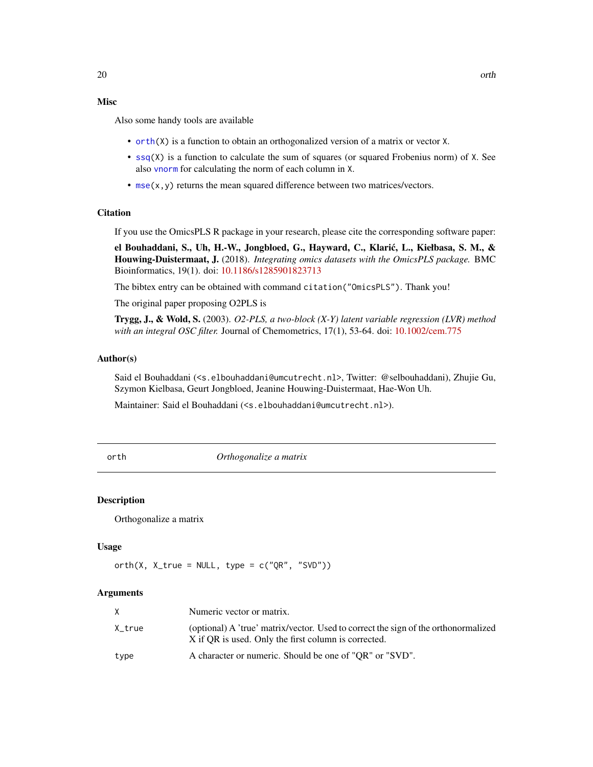### Misc

Also some handy tools are available

- `orth(X)` is a function to obtain an orthogonalized version of a matrix or vector `X`.
- `ssq(X)` is a function to calculate the sum of squares (or squared Frobenius norm) of `X`. See also `vnorm` for calculating the norm of each column in `X`.
- `mse(x,y)` returns the mean squared difference between two matrices/vectors.

### Citation

If you use the OmicsPLS R package in your research, please cite the corresponding software paper:

**el Bouhaddani, S., Uh, H.-W., Jongbloed, G., Hayward, C., Klarić, L., Kiełbasa, S. M., & Houwing-Duistermaat, J.** (2018). *Integrating omics datasets with the OmicsPLS package.* BMC Bioinformatics, 19(1). doi: 10.1186/s1285901823713

The bibtex entry can be obtained with command `citation("OmicsPLS")`. Thank you!

The original paper proposing O2PLS is

**Trygg, J., & Wold, S.** (2003). *O2-PLS, a two-block (X-Y) latent variable regression (LVR) method with an integral OSC filter.* Journal of Chemometrics, 17(1), 53-64. doi: 10.1002/cem.775

### Author(s)

Said el Bouhaddani (<s.elbouhaddani@umcutrecht.nl>, Twitter: @selbouhaddani), Zhujie Gu, Szymon Kielbasa, Geurt Jongbloed, Jeanine Houwing-Duistermaat, Hae-Won Uh.

Maintainer: Said el Bouhaddani (<s.elbouhaddani@umcutrecht.nl>).

---

## orth — *Orthogonalize a matrix*

### Description

Orthogonalize a matrix

### Usage

```
orth(X, X_true = NULL, type = c("QR", "SVD"))
```

### Arguments

| | |
|---|---|
| X | Numeric vector or matrix. |
| X_true | (optional) A 'true' matrix/vector. Used to correct the sign of the orthonormalized X if QR is used. Only the first column is corrected. |
| type | A character or numeric. Should be one of "QR" or "SVD". |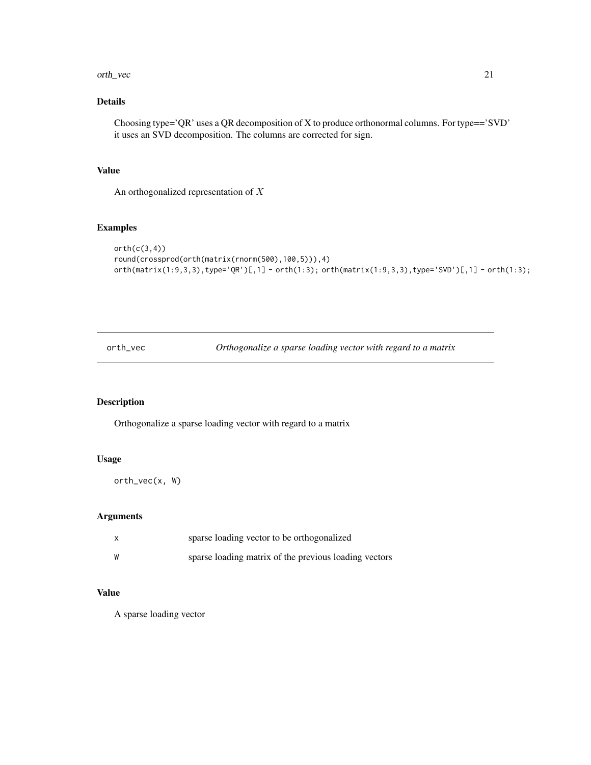### Details

Choosing type='QR' uses a QR decomposition of X to produce orthonormal columns. For type=='SVD' it uses an SVD decomposition. The columns are corrected for sign.

### Value

An orthogonalized representation of $X$

### Examples

```
orth(c(3,4))
round(crossprod(orth(matrix(rnorm(500),100,5))),4)
orth(matrix(1:9,3,3),type='QR')[,1] - orth(1:3); orth(matrix(1:9,3,3),type='SVD')[,1] - orth(1:3);
```

---

## orth_vec — *Orthogonalize a sparse loading vector with regard to a matrix*

### Description

Orthogonalize a sparse loading vector with regard to a matrix

### Usage

```
orth_vec(x, W)
```

### Arguments

| | |
|---|---|
| x | sparse loading vector to be orthogonalized |
| W | sparse loading matrix of the previous loading vectors |

### Value

A sparse loading vector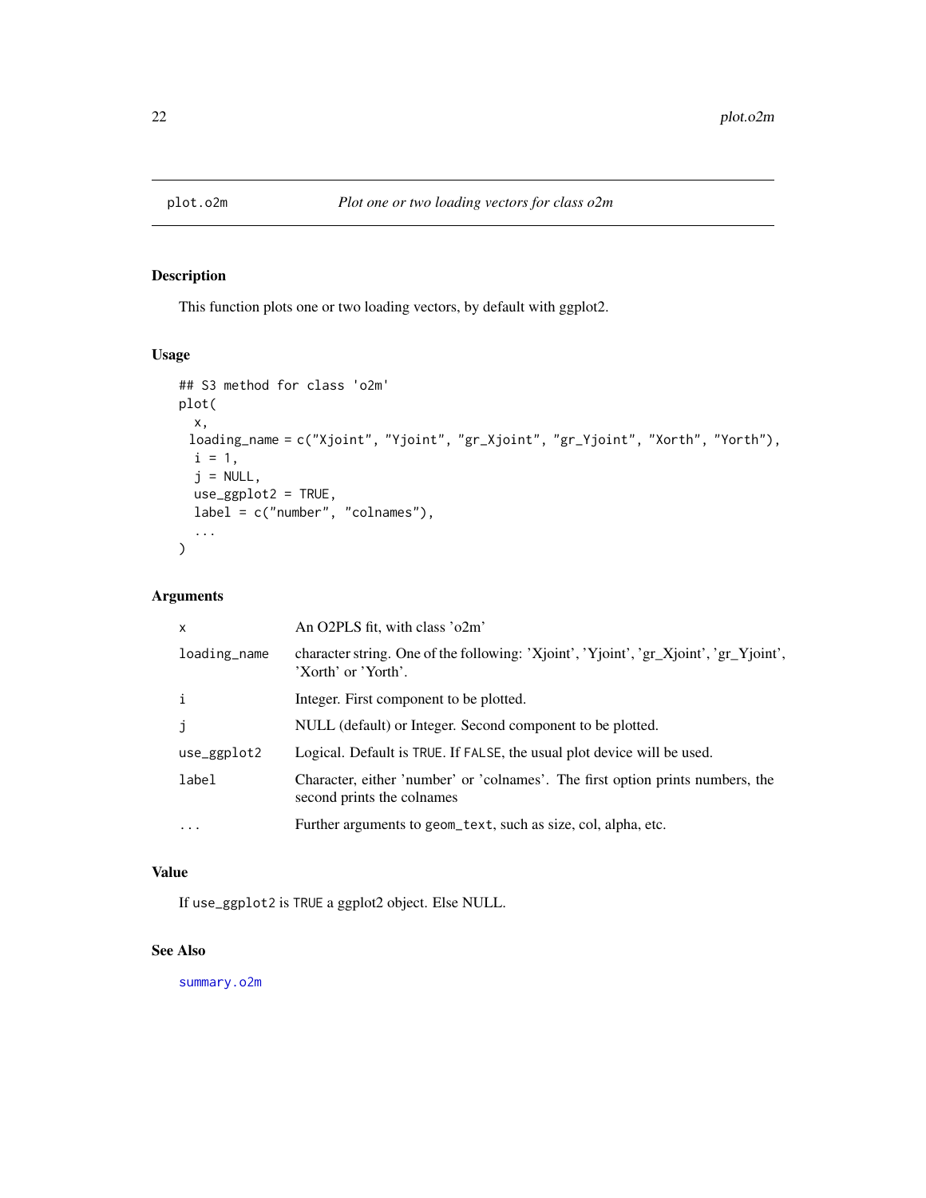# plot.o2m — *Plot one or two loading vectors for class o2m*

## Description

This function plots one or two loading vectors, by default with ggplot2.

## Usage

```
## S3 method for class 'o2m'
plot(
  x,
  loading_name = c("Xjoint", "Yjoint", "gr_Xjoint", "gr_Yjoint", "Xorth", "Yorth"),
  i = 1,
  j = NULL,
  use_ggplot2 = TRUE,
  label = c("number", "colnames"),
  ...
)
```

## Arguments

| | |
|---|---|
| `x` | An O2PLS fit, with class 'o2m' |
| `loading_name` | character string. One of the following: 'Xjoint', 'Yjoint', 'gr_Xjoint', 'gr_Yjoint', 'Xorth' or 'Yorth'. |
| `i` | Integer. First component to be plotted. |
| `j` | NULL (default) or Integer. Second component to be plotted. |
| `use_ggplot2` | Logical. Default is `TRUE`. If `FALSE`, the usual plot device will be used. |
| `label` | Character, either 'number' or 'colnames'. The first option prints numbers, the second prints the colnames |
| `...` | Further arguments to `geom_text`, such as size, col, alpha, etc. |

## Value

If `use_ggplot2` is `TRUE` a ggplot2 object. Else NULL.

## See Also

`summary.o2m`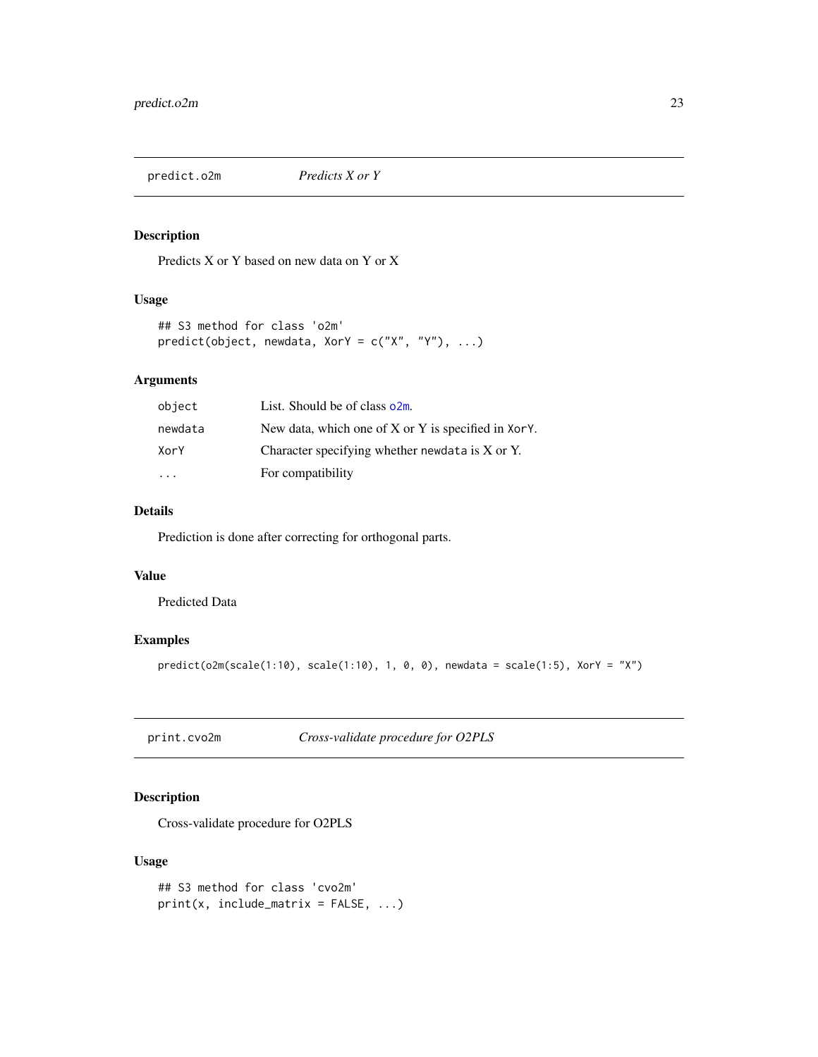## predict.o2m *Predicts X or Y*

### Description

Predicts X or Y based on new data on Y or X

### Usage

```
## S3 method for class 'o2m'
predict(object, newdata, XorY = c("X", "Y"), ...)
```

### Arguments

| | |
|---|---|
| object | List. Should be of class o2m. |
| newdata | New data, which one of X or Y is specified in XorY. |
| XorY | Character specifying whether newdata is X or Y. |
| ... | For compatibility |

### Details

Prediction is done after correcting for orthogonal parts.

### Value

Predicted Data

### Examples

```
predict(o2m(scale(1:10), scale(1:10), 1, 0, 0), newdata = scale(1:5), XorY = "X")
```

## print.cvo2m *Cross-validate procedure for O2PLS*

### Description

Cross-validate procedure for O2PLS

### Usage

```
## S3 method for class 'cvo2m'
print(x, include_matrix = FALSE, ...)
```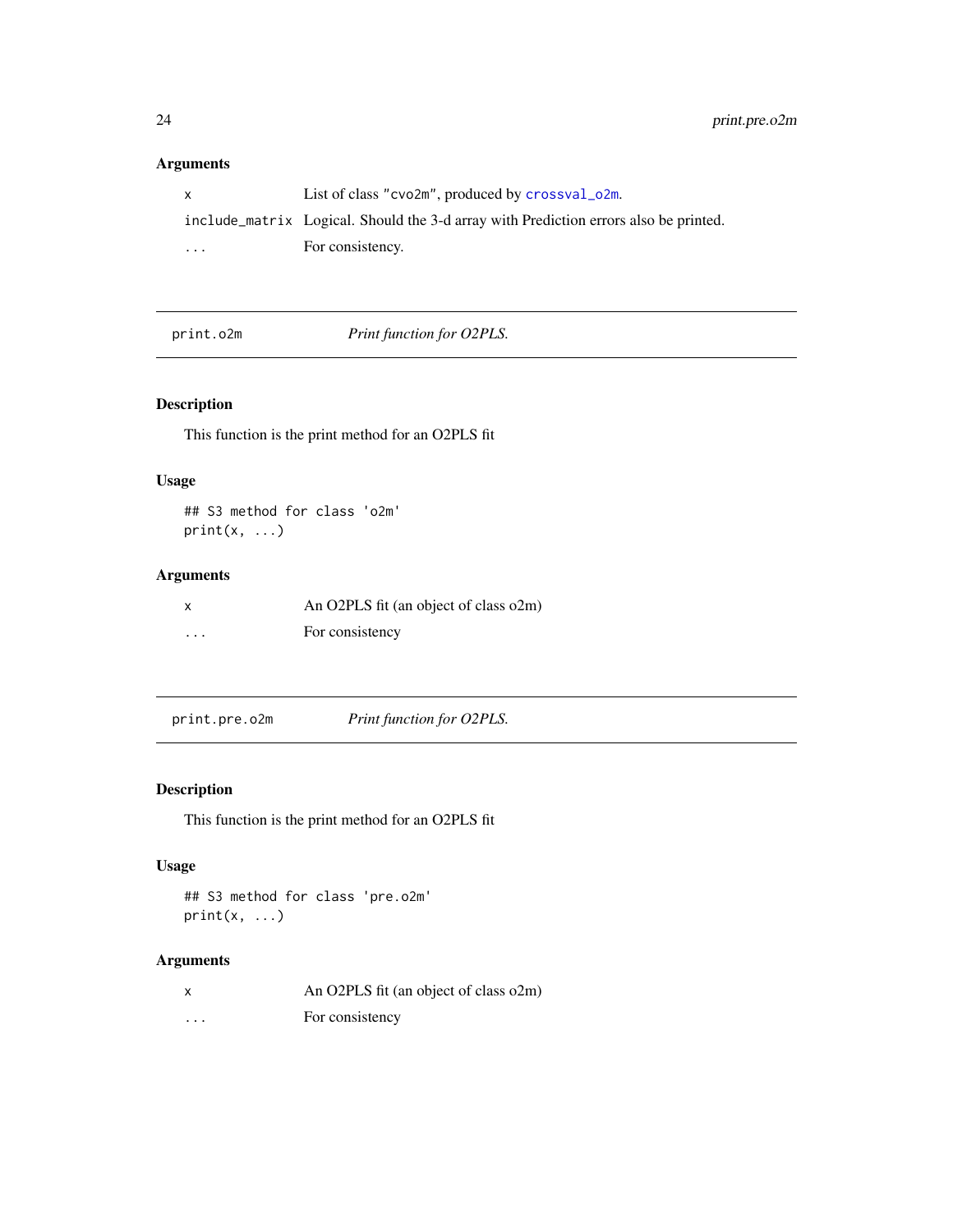### Arguments

| | |
|---|---|
| x | List of class "cvo2m", produced by crossval_o2m. |
| include_matrix | Logical. Should the 3-d array with Prediction errors also be printed. |
| ... | For consistency. |

---

## print.o2m — *Print function for O2PLS.*

### Description

This function is the print method for an O2PLS fit

### Usage

```
## S3 method for class 'o2m'
print(x, ...)
```

### Arguments

| | |
|---|---|
| x | An O2PLS fit (an object of class o2m) |
| ... | For consistency |

---

## print.pre.o2m — *Print function for O2PLS.*

### Description

This function is the print method for an O2PLS fit

### Usage

```
## S3 method for class 'pre.o2m'
print(x, ...)
```

### Arguments

| | |
|---|---|
| x | An O2PLS fit (an object of class o2m) |
| ... | For consistency |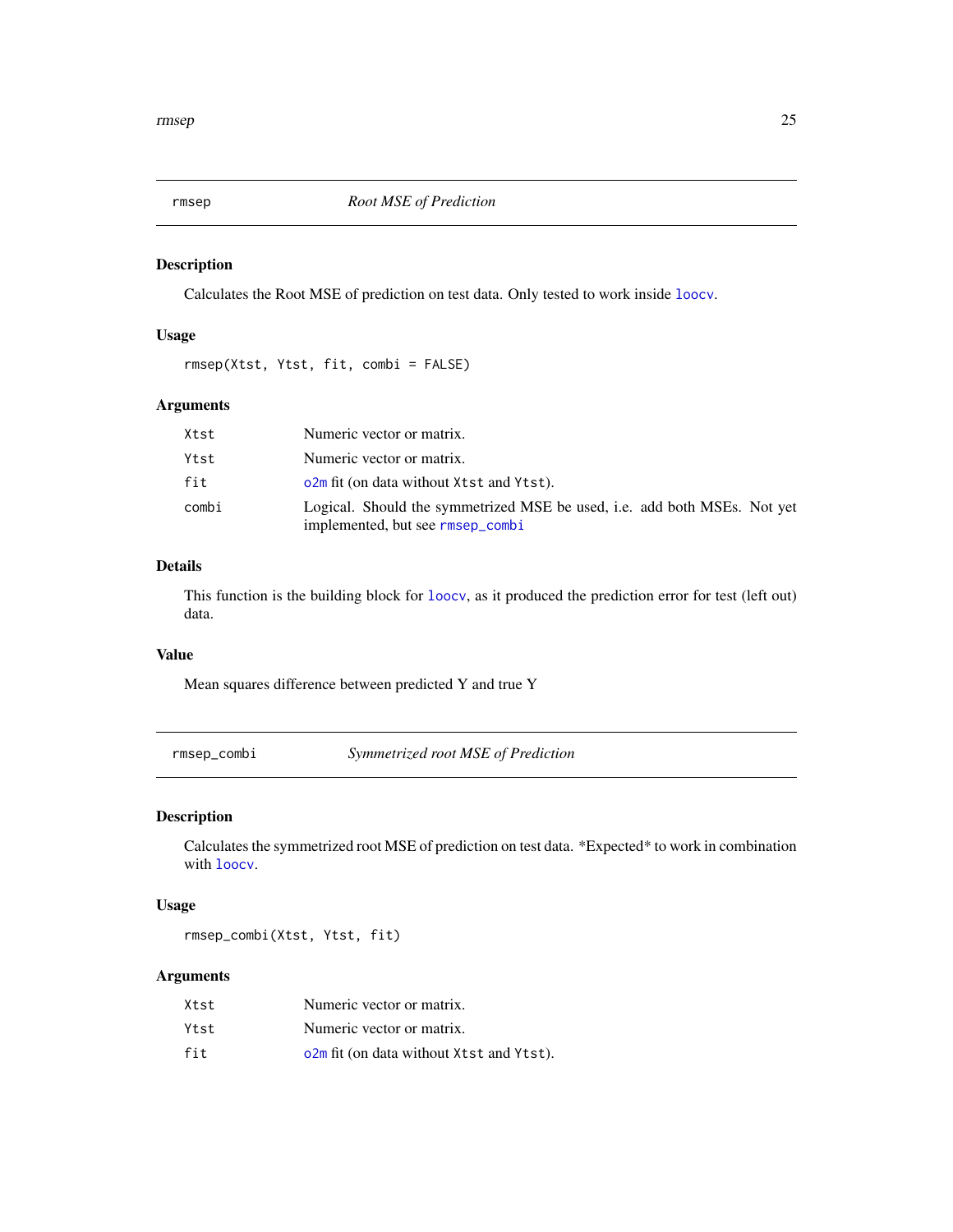## rmsep — *Root MSE of Prediction*

### Description

Calculates the Root MSE of prediction on test data. Only tested to work inside loocv.

### Usage

```
rmsep(Xtst, Ytst, fit, combi = FALSE)
```

### Arguments

| | |
|---|---|
| `Xtst` | Numeric vector or matrix. |
| `Ytst` | Numeric vector or matrix. |
| `fit` | o2m fit (on data without `Xtst` and `Ytst`). |
| `combi` | Logical. Should the symmetrized MSE be used, i.e. add both MSEs. Not yet implemented, but see rmsep_combi |

### Details

This function is the building block for loocv, as it produced the prediction error for test (left out) data.

### Value

Mean squares difference between predicted Y and true Y

## rmsep_combi — *Symmetrized root MSE of Prediction*

### Description

Calculates the symmetrized root MSE of prediction on test data. *Expected* to work in combination with loocv.

### Usage

```
rmsep_combi(Xtst, Ytst, fit)
```

### Arguments

| | |
|---|---|
| `Xtst` | Numeric vector or matrix. |
| `Ytst` | Numeric vector or matrix. |
| `fit` | o2m fit (on data without `Xtst` and `Ytst`). |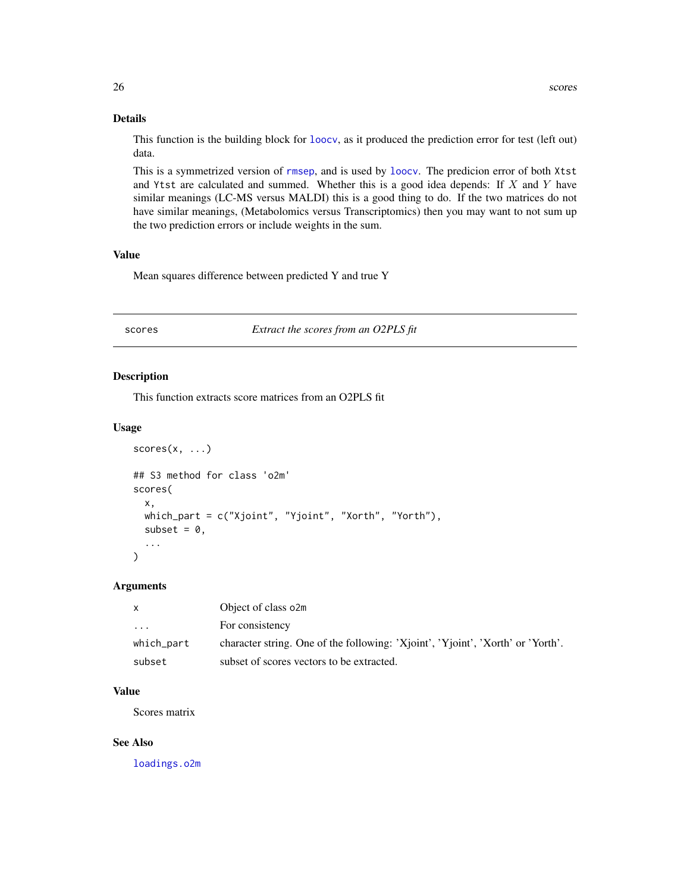### Details

This function is the building block for loocv, as it produced the prediction error for test (left out) data.

This is a symmetrized version of rmsep, and is used by loocv. The predicion error of both `Xtst` and `Ytst` are calculated and summed. Whether this is a good idea depends: If $X$ and $Y$ have similar meanings (LC-MS versus MALDI) this is a good thing to do. If the two matrices do not have similar meanings, (Metabolomics versus Transcriptomics) then you may want to not sum up the two prediction errors or include weights in the sum.

### Value

Mean squares difference between predicted Y and true Y

---

## scores — *Extract the scores from an O2PLS fit*

### Description

This function extracts score matrices from an O2PLS fit

### Usage

```
scores(x, ...)

## S3 method for class 'o2m'
scores(
  x,
  which_part = c("Xjoint", "Yjoint", "Xorth", "Yorth"),
  subset = 0,
  ...
)
```

### Arguments

| | |
|---|---|
| `x` | Object of class `o2m` |
| `...` | For consistency |
| `which_part` | character string. One of the following: 'Xjoint', 'Yjoint', 'Xorth' or 'Yorth'. |
| `subset` | subset of scores vectors to be extracted. |

### Value

Scores matrix

### See Also

loadings.o2m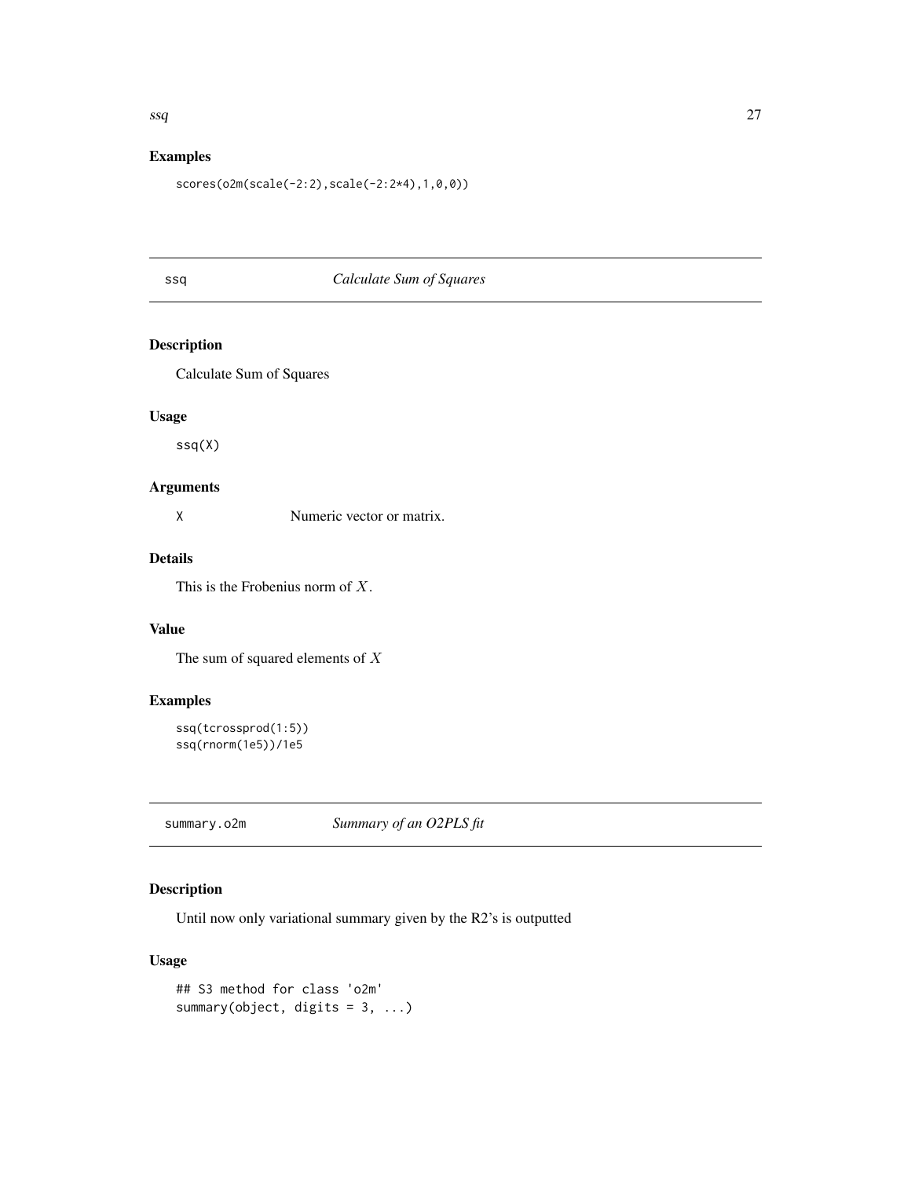## Examples

```
scores(o2m(scale(-2:2),scale(-2:2*4),1,0,0))
```

---

# ssq — *Calculate Sum of Squares*

## Description

Calculate Sum of Squares

## Usage

```
ssq(X)
```

## Arguments

| | |
|---|---|
| X | Numeric vector or matrix. |

## Details

This is the Frobenius norm of $X$.

## Value

The sum of squared elements of $X$

## Examples

```
ssq(tcrossprod(1:5))
ssq(rnorm(1e5))/1e5
```

---

# summary.o2m — *Summary of an O2PLS fit*

## Description

Until now only variational summary given by the R2's is outputted

## Usage

```
## S3 method for class 'o2m'
summary(object, digits = 3, ...)
```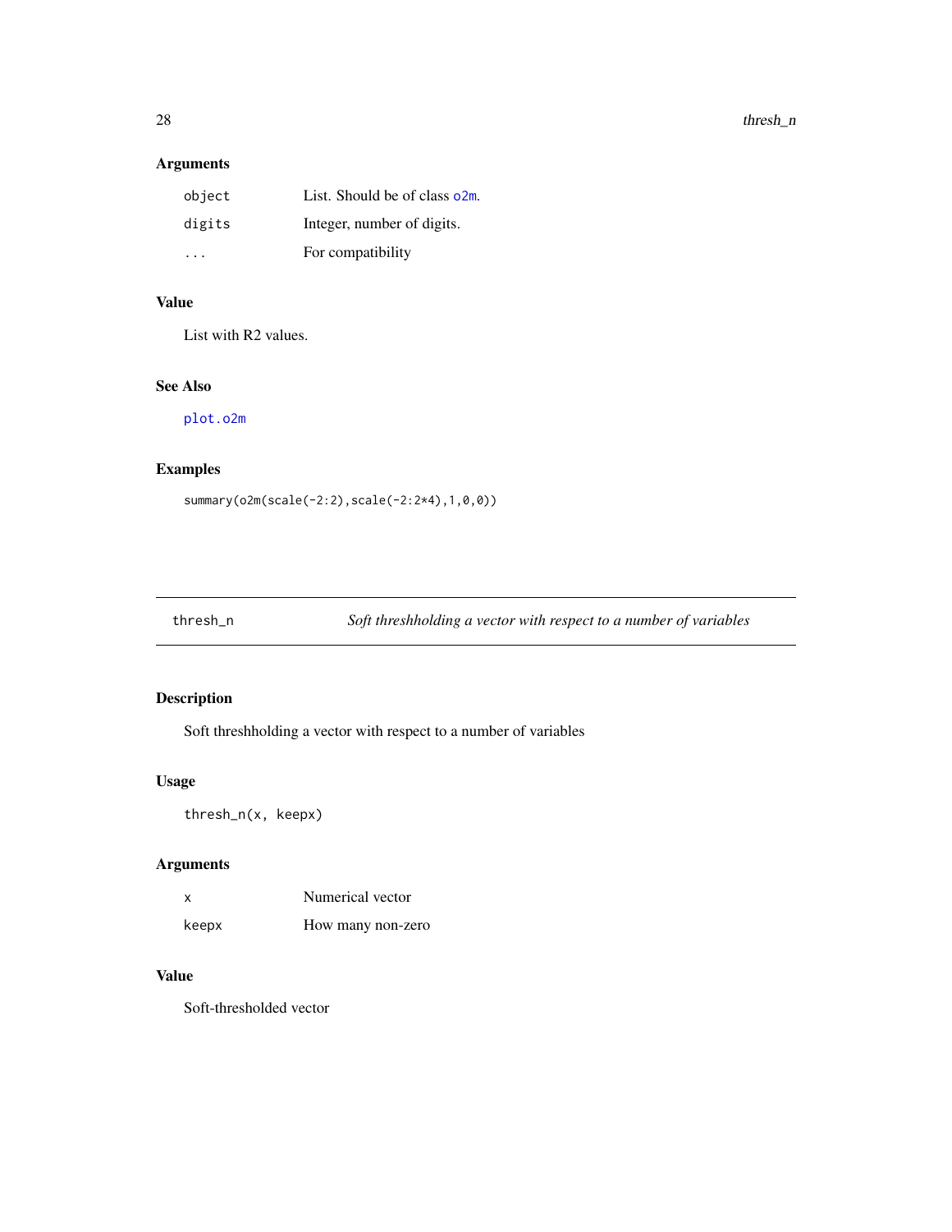## Arguments

| | |
|---|---|
| `object` | List. Should be of class `o2m`. |
| `digits` | Integer, number of digits. |
| `...` | For compatibility |

## Value

List with R2 values.

## See Also

`plot.o2m`

## Examples

```
summary(o2m(scale(-2:2),scale(-2:2*4),1,0,0))
```

---

# thresh_n *Soft threshholding a vector with respect to a number of variables*

## Description

Soft threshholding a vector with respect to a number of variables

## Usage

```
thresh_n(x, keepx)
```

## Arguments

| | |
|---|---|
| `x` | Numerical vector |
| `keepx` | How many non-zero |

## Value

Soft-thresholded vector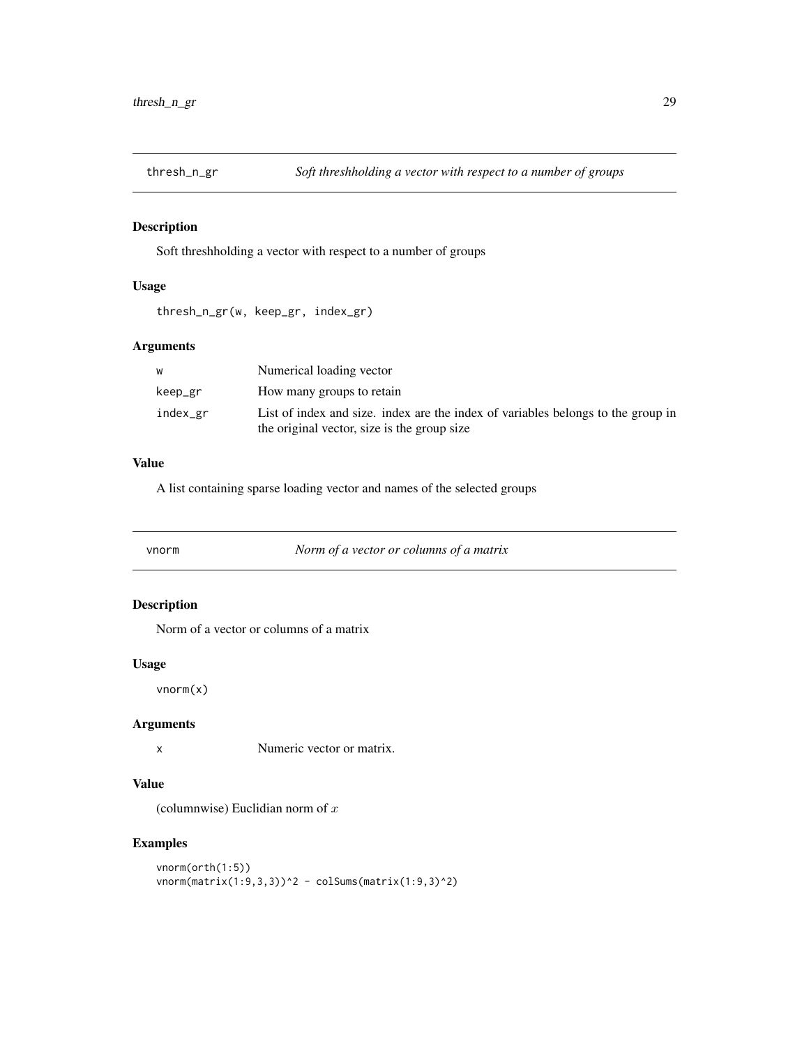## thresh_n_gr *Soft threshholding a vector with respect to a number of groups*

### Description

Soft threshholding a vector with respect to a number of groups

### Usage

```
thresh_n_gr(w, keep_gr, index_gr)
```

### Arguments

| | |
|---|---|
| w | Numerical loading vector |
| keep_gr | How many groups to retain |
| index_gr | List of index and size. index are the index of variables belongs to the group in the original vector, size is the group size |

### Value

A list containing sparse loading vector and names of the selected groups

## vnorm *Norm of a vector or columns of a matrix*

### Description

Norm of a vector or columns of a matrix

### Usage

```
vnorm(x)
```

### Arguments

| | |
|---|---|
| x | Numeric vector or matrix. |

### Value

(columnwise) Euclidian norm of $x$

### Examples

```
vnorm(orth(1:5))
vnorm(matrix(1:9,3,3))^2 - colSums(matrix(1:9,3)^2)
```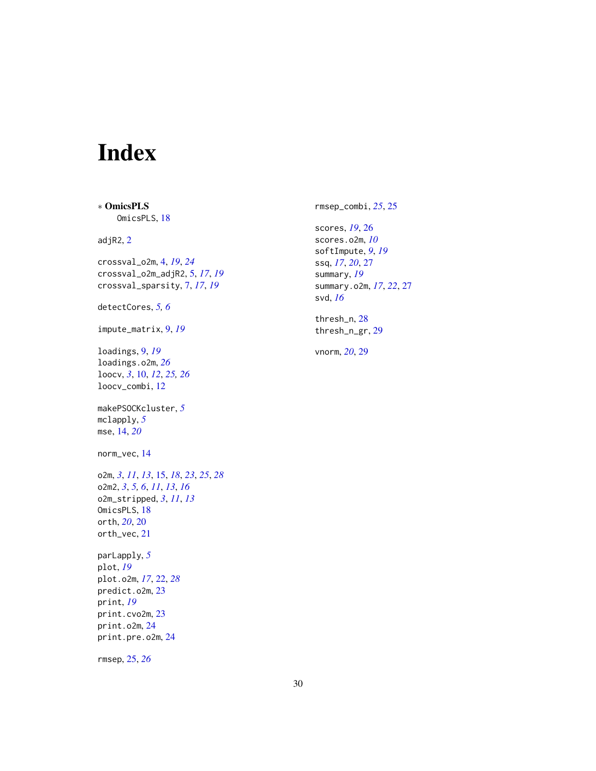# Index

* **OmicsPLS**
  OmicsPLS, 18

adjR2, 2

crossval_o2m, 4, *19*, *24*
crossval_o2m_adjR2, 5, *17*, *19*
crossval_sparsity, 7, *17*, *19*

detectCores, *5, 6*

impute_matrix, 9, *19*

loadings, 9, *19*
loadings.o2m, *26*
loocv, *3*, 10, *12*, *25, 26*
loocv_combi, 12

makePSOCKcluster, *5*
mclapply, *5*
mse, 14, *20*

norm_vec, 14

o2m, *3*, *11*, *13*, 15, *18*, *23*, *25*, *28*
o2m2, *3*, *5, 6*, *11*, *13*, *16*
o2m_stripped, *3*, *11*, *13*
OmicsPLS, 18
orth, *20*, 20
orth_vec, 21

parLapply, *5*
plot, *19*
plot.o2m, *17*, 22, *28*
predict.o2m, 23
print, *19*
print.cvo2m, 23
print.o2m, 24
print.pre.o2m, 24

rmsep, 25, *26*
rmsep_combi, *25*, 25

scores, *19*, 26
scores.o2m, *10*
softImpute, *9*, *19*
ssq, *17*, *20*, 27
summary, *19*
summary.o2m, *17*, *22*, 27
svd, *16*

thresh_n, 28
thresh_n_gr, 29

vnorm, *20*, 29